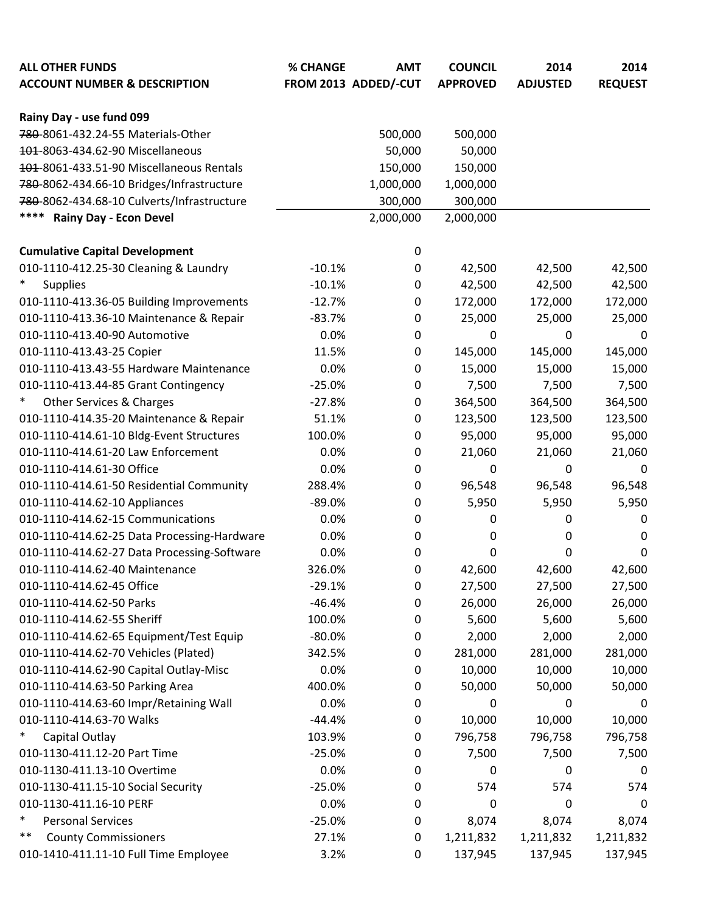| ALL OTHER FUNDS<br>ACCOUNT NUMBER & DESCRIPTION | % CHANGE<br>FROM 2013 | AMT<br>ADDED/-CUT | COUNCIL<br>APPROVED | 2014<br>ADJUSTED | 2014<br>REQUEST |
|---|---|---|---|---|---|
| **Rainy Day - use fund 099** | | | | | |
| ~~780~~-8061-432.24-55 Materials-Other | | 500,000 | 500,000 | | |
| ~~101~~-8063-434.62-90 Miscellaneous | | 50,000 | 50,000 | | |
| ~~101~~-8061-433.51-90 Miscellaneous Rentals | | 150,000 | 150,000 | | |
| ~~780~~-8062-434.66-10 Bridges/Infrastructure | | 1,000,000 | 1,000,000 | | |
| ~~780~~-8062-434.68-10 Culverts/Infrastructure | | 300,000 | 300,000 | | |
| **\*\*\*\* Rainy Day - Econ Devel** | | 2,000,000 | 2,000,000 | | |
| **Cumulative Capital Development** | | 0 | | | |
| 010-1110-412.25-30 Cleaning & Laundry | -10.1% | 0 | 42,500 | 42,500 | 42,500 |
| * Supplies | -10.1% | 0 | 42,500 | 42,500 | 42,500 |
| 010-1110-413.36-05 Building Improvements | -12.7% | 0 | 172,000 | 172,000 | 172,000 |
| 010-1110-413.36-10 Maintenance & Repair | -83.7% | 0 | 25,000 | 25,000 | 25,000 |
| 010-1110-413.40-90 Automotive | 0.0% | 0 | 0 | 0 | 0 |
| 010-1110-413.43-25 Copier | 11.5% | 0 | 145,000 | 145,000 | 145,000 |
| 010-1110-413.43-55 Hardware Maintenance | 0.0% | 0 | 15,000 | 15,000 | 15,000 |
| 010-1110-413.44-85 Grant Contingency | -25.0% | 0 | 7,500 | 7,500 | 7,500 |
| * Other Services & Charges | -27.8% | 0 | 364,500 | 364,500 | 364,500 |
| 010-1110-414.35-20 Maintenance & Repair | 51.1% | 0 | 123,500 | 123,500 | 123,500 |
| 010-1110-414.61-10 Bldg-Event Structures | 100.0% | 0 | 95,000 | 95,000 | 95,000 |
| 010-1110-414.61-20 Law Enforcement | 0.0% | 0 | 21,060 | 21,060 | 21,060 |
| 010-1110-414.61-30 Office | 0.0% | 0 | 0 | 0 | 0 |
| 010-1110-414.61-50 Residential Community | 288.4% | 0 | 96,548 | 96,548 | 96,548 |
| 010-1110-414.62-10 Appliances | -89.0% | 0 | 5,950 | 5,950 | 5,950 |
| 010-1110-414.62-15 Communications | 0.0% | 0 | 0 | 0 | 0 |
| 010-1110-414.62-25 Data Processing-Hardware | 0.0% | 0 | 0 | 0 | 0 |
| 010-1110-414.62-27 Data Processing-Software | 0.0% | 0 | 0 | 0 | 0 |
| 010-1110-414.62-40 Maintenance | 326.0% | 0 | 42,600 | 42,600 | 42,600 |
| 010-1110-414.62-45 Office | -29.1% | 0 | 27,500 | 27,500 | 27,500 |
| 010-1110-414.62-50 Parks | -46.4% | 0 | 26,000 | 26,000 | 26,000 |
| 010-1110-414.62-55 Sheriff | 100.0% | 0 | 5,600 | 5,600 | 5,600 |
| 010-1110-414.62-65 Equipment/Test Equip | -80.0% | 0 | 2,000 | 2,000 | 2,000 |
| 010-1110-414.62-70 Vehicles (Plated) | 342.5% | 0 | 281,000 | 281,000 | 281,000 |
| 010-1110-414.62-90 Capital Outlay-Misc | 0.0% | 0 | 10,000 | 10,000 | 10,000 |
| 010-1110-414.63-50 Parking Area | 400.0% | 0 | 50,000 | 50,000 | 50,000 |
| 010-1110-414.63-60 Impr/Retaining Wall | 0.0% | 0 | 0 | 0 | 0 |
| 010-1110-414.63-70 Walks | -44.4% | 0 | 10,000 | 10,000 | 10,000 |
| * Capital Outlay | 103.9% | 0 | 796,758 | 796,758 | 796,758 |
| 010-1130-411.12-20 Part Time | -25.0% | 0 | 7,500 | 7,500 | 7,500 |
| 010-1130-411.13-10 Overtime | 0.0% | 0 | 0 | 0 | 0 |
| 010-1130-411.15-10 Social Security | -25.0% | 0 | 574 | 574 | 574 |
| 010-1130-411.16-10 PERF | 0.0% | 0 | 0 | 0 | 0 |
| * Personal Services | -25.0% | 0 | 8,074 | 8,074 | 8,074 |
| ** County Commissioners | 27.1% | 0 | 1,211,832 | 1,211,832 | 1,211,832 |
| 010-1410-411.11-10 Full Time Employee | 3.2% | 0 | 137,945 | 137,945 | 137,945 |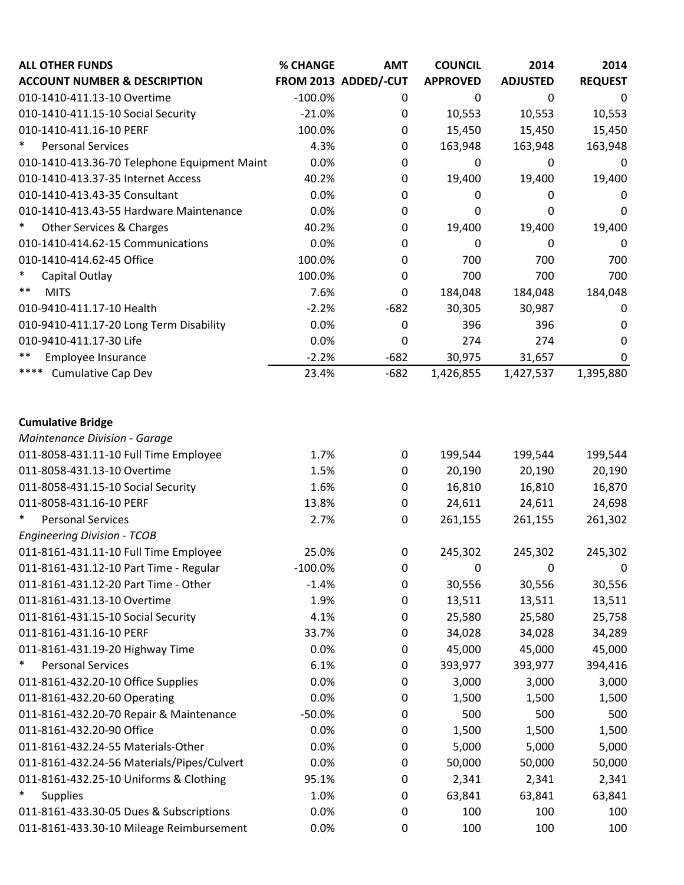| ALL OTHER FUNDS<br>ACCOUNT NUMBER & DESCRIPTION | % CHANGE<br>FROM 2013 | AMT<br>ADDED/-CUT | COUNCIL<br>APPROVED | 2014<br>ADJUSTED | 2014<br>REQUEST |
|---|---|---|---|---|---|
| 010-1410-411.13-10 Overtime | -100.0% | 0 | 0 | 0 | 0 |
| 010-1410-411.15-10 Social Security | -21.0% | 0 | 10,553 | 10,553 | 10,553 |
| 010-1410-411.16-10 PERF | 100.0% | 0 | 15,450 | 15,450 | 15,450 |
| * Personal Services | 4.3% | 0 | 163,948 | 163,948 | 163,948 |
| 010-1410-413.36-70 Telephone Equipment Maint | 0.0% | 0 | 0 | 0 | 0 |
| 010-1410-413.37-35 Internet Access | 40.2% | 0 | 19,400 | 19,400 | 19,400 |
| 010-1410-413.43-35 Consultant | 0.0% | 0 | 0 | 0 | 0 |
| 010-1410-413.43-55 Hardware Maintenance | 0.0% | 0 | 0 | 0 | 0 |
| * Other Services & Charges | 40.2% | 0 | 19,400 | 19,400 | 19,400 |
| 010-1410-414.62-15 Communications | 0.0% | 0 | 0 | 0 | 0 |
| 010-1410-414.62-45 Office | 100.0% | 0 | 700 | 700 | 700 |
| * Capital Outlay | 100.0% | 0 | 700 | 700 | 700 |
| ** MITS | 7.6% | 0 | 184,048 | 184,048 | 184,048 |
| 010-9410-411.17-10 Health | -2.2% | -682 | 30,305 | 30,987 | 0 |
| 010-9410-411.17-20 Long Term Disability | 0.0% | 0 | 396 | 396 | 0 |
| 010-9410-411.17-30 Life | 0.0% | 0 | 274 | 274 | 0 |
| ** Employee Insurance | -2.2% | -682 | 30,975 | 31,657 | 0 |
| **** Cumulative Cap Dev | 23.4% | -682 | 1,426,855 | 1,427,537 | 1,395,880 |

**Cumulative Bridge**

| ACCOUNT NUMBER & DESCRIPTION | % CHANGE FROM 2013 | AMT ADDED/-CUT | COUNCIL APPROVED | 2014 ADJUSTED | 2014 REQUEST |
|---|---|---|---|---|---|
| *Maintenance Division - Garage* | | | | | |
| 011-8058-431.11-10 Full Time Employee | 1.7% | 0 | 199,544 | 199,544 | 199,544 |
| 011-8058-431.13-10 Overtime | 1.5% | 0 | 20,190 | 20,190 | 20,190 |
| 011-8058-431.15-10 Social Security | 1.6% | 0 | 16,810 | 16,810 | 16,870 |
| 011-8058-431.16-10 PERF | 13.8% | 0 | 24,611 | 24,611 | 24,698 |
| * Personal Services | 2.7% | 0 | 261,155 | 261,155 | 261,302 |
| *Engineering Division - TCOB* | | | | | |
| 011-8161-431.11-10 Full Time Employee | 25.0% | 0 | 245,302 | 245,302 | 245,302 |
| 011-8161-431.12-10 Part Time - Regular | -100.0% | 0 | 0 | 0 | 0 |
| 011-8161-431.12-20 Part Time - Other | -1.4% | 0 | 30,556 | 30,556 | 30,556 |
| 011-8161-431.13-10 Overtime | 1.9% | 0 | 13,511 | 13,511 | 13,511 |
| 011-8161-431.15-10 Social Security | 4.1% | 0 | 25,580 | 25,580 | 25,758 |
| 011-8161-431.16-10 PERF | 33.7% | 0 | 34,028 | 34,028 | 34,289 |
| 011-8161-431.19-20 Highway Time | 0.0% | 0 | 45,000 | 45,000 | 45,000 |
| * Personal Services | 6.1% | 0 | 393,977 | 393,977 | 394,416 |
| 011-8161-432.20-10 Office Supplies | 0.0% | 0 | 3,000 | 3,000 | 3,000 |
| 011-8161-432.20-60 Operating | 0.0% | 0 | 1,500 | 1,500 | 1,500 |
| 011-8161-432.20-70 Repair & Maintenance | -50.0% | 0 | 500 | 500 | 500 |
| 011-8161-432.20-90 Office | 0.0% | 0 | 1,500 | 1,500 | 1,500 |
| 011-8161-432.24-55 Materials-Other | 0.0% | 0 | 5,000 | 5,000 | 5,000 |
| 011-8161-432.24-56 Materials/Pipes/Culvert | 0.0% | 0 | 50,000 | 50,000 | 50,000 |
| 011-8161-432.25-10 Uniforms & Clothing | 95.1% | 0 | 2,341 | 2,341 | 2,341 |
| * Supplies | 1.0% | 0 | 63,841 | 63,841 | 63,841 |
| 011-8161-433.30-05 Dues & Subscriptions | 0.0% | 0 | 100 | 100 | 100 |
| 011-8161-433.30-10 Mileage Reimbursement | 0.0% | 0 | 100 | 100 | 100 |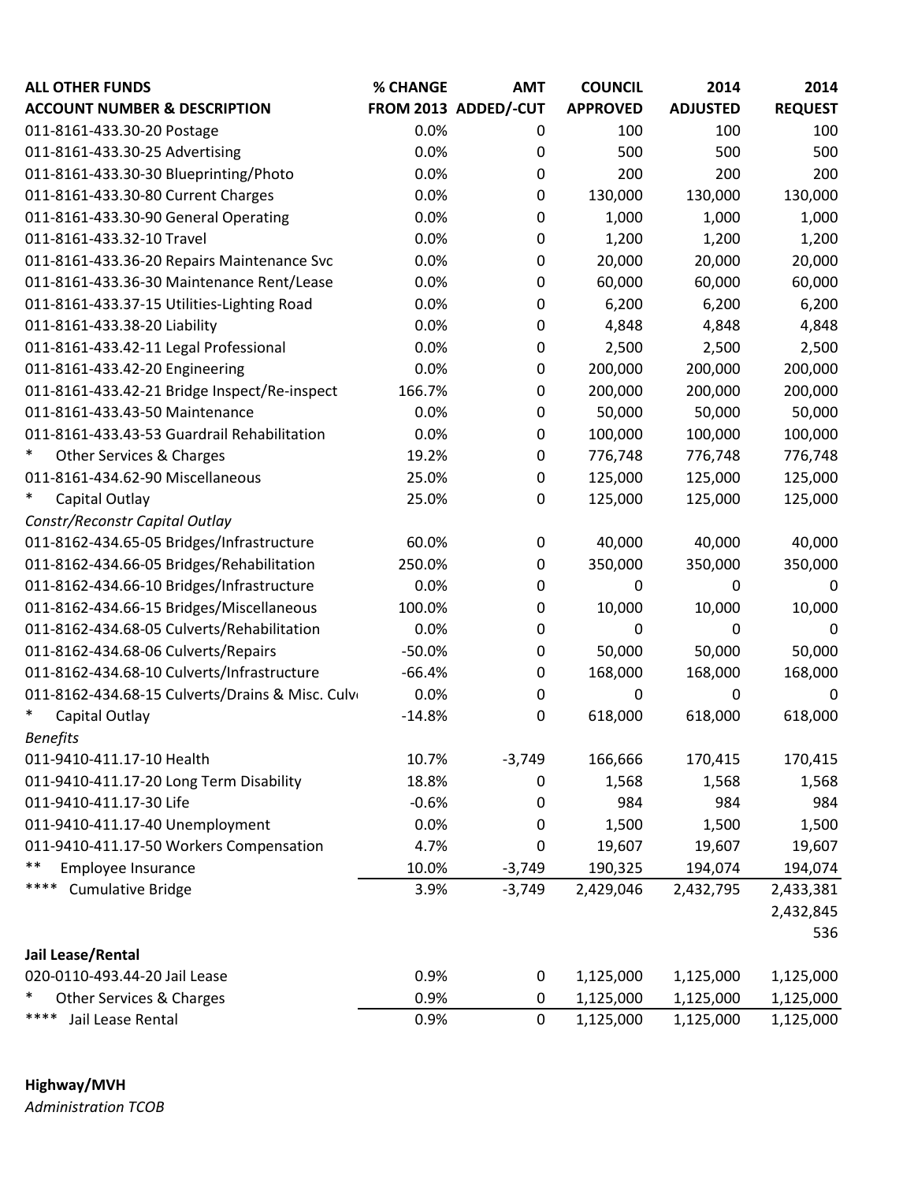| ALL OTHER FUNDS<br>ACCOUNT NUMBER & DESCRIPTION | % CHANGE<br>FROM 2013 | AMT<br>ADDED/-CUT | COUNCIL<br>APPROVED | 2014<br>ADJUSTED | 2014<br>REQUEST |
|---|---|---|---|---|---|
| 011-8161-433.30-20 Postage | 0.0% | 0 | 100 | 100 | 100 |
| 011-8161-433.30-25 Advertising | 0.0% | 0 | 500 | 500 | 500 |
| 011-8161-433.30-30 Blueprinting/Photo | 0.0% | 0 | 200 | 200 | 200 |
| 011-8161-433.30-80 Current Charges | 0.0% | 0 | 130,000 | 130,000 | 130,000 |
| 011-8161-433.30-90 General Operating | 0.0% | 0 | 1,000 | 1,000 | 1,000 |
| 011-8161-433.32-10 Travel | 0.0% | 0 | 1,200 | 1,200 | 1,200 |
| 011-8161-433.36-20 Repairs Maintenance Svc | 0.0% | 0 | 20,000 | 20,000 | 20,000 |
| 011-8161-433.36-30 Maintenance Rent/Lease | 0.0% | 0 | 60,000 | 60,000 | 60,000 |
| 011-8161-433.37-15 Utilities-Lighting Road | 0.0% | 0 | 6,200 | 6,200 | 6,200 |
| 011-8161-433.38-20 Liability | 0.0% | 0 | 4,848 | 4,848 | 4,848 |
| 011-8161-433.42-11 Legal Professional | 0.0% | 0 | 2,500 | 2,500 | 2,500 |
| 011-8161-433.42-20 Engineering | 0.0% | 0 | 200,000 | 200,000 | 200,000 |
| 011-8161-433.42-21 Bridge Inspect/Re-inspect | 166.7% | 0 | 200,000 | 200,000 | 200,000 |
| 011-8161-433.43-50 Maintenance | 0.0% | 0 | 50,000 | 50,000 | 50,000 |
| 011-8161-433.43-53 Guardrail Rehabilitation | 0.0% | 0 | 100,000 | 100,000 | 100,000 |
| * Other Services & Charges | 19.2% | 0 | 776,748 | 776,748 | 776,748 |
| 011-8161-434.62-90 Miscellaneous | 25.0% | 0 | 125,000 | 125,000 | 125,000 |
| * Capital Outlay | 25.0% | 0 | 125,000 | 125,000 | 125,000 |
| *Constr/Reconstr Capital Outlay* | | | | | |
| 011-8162-434.65-05 Bridges/Infrastructure | 60.0% | 0 | 40,000 | 40,000 | 40,000 |
| 011-8162-434.66-05 Bridges/Rehabilitation | 250.0% | 0 | 350,000 | 350,000 | 350,000 |
| 011-8162-434.66-10 Bridges/Infrastructure | 0.0% | 0 | 0 | 0 | 0 |
| 011-8162-434.66-15 Bridges/Miscellaneous | 100.0% | 0 | 10,000 | 10,000 | 10,000 |
| 011-8162-434.68-05 Culverts/Rehabilitation | 0.0% | 0 | 0 | 0 | 0 |
| 011-8162-434.68-06 Culverts/Repairs | -50.0% | 0 | 50,000 | 50,000 | 50,000 |
| 011-8162-434.68-10 Culverts/Infrastructure | -66.4% | 0 | 168,000 | 168,000 | 168,000 |
| 011-8162-434.68-15 Culverts/Drains & Misc. Culv | 0.0% | 0 | 0 | 0 | 0 |
| * Capital Outlay | -14.8% | 0 | 618,000 | 618,000 | 618,000 |
| *Benefits* | | | | | |
| 011-9410-411.17-10 Health | 10.7% | -3,749 | 166,666 | 170,415 | 170,415 |
| 011-9410-411.17-20 Long Term Disability | 18.8% | 0 | 1,568 | 1,568 | 1,568 |
| 011-9410-411.17-30 Life | -0.6% | 0 | 984 | 984 | 984 |
| 011-9410-411.17-40 Unemployment | 0.0% | 0 | 1,500 | 1,500 | 1,500 |
| 011-9410-411.17-50 Workers Compensation | 4.7% | 0 | 19,607 | 19,607 | 19,607 |
| ** Employee Insurance | 10.0% | -3,749 | 190,325 | 194,074 | 194,074 |
| **** Cumulative Bridge | 3.9% | -3,749 | 2,429,046 | 2,432,795 | 2,433,381 |
| | | | | | 2,432,845 |
| | | | | | 536 |
| **Jail Lease/Rental** | | | | | |
| 020-0110-493.44-20 Jail Lease | 0.9% | 0 | 1,125,000 | 1,125,000 | 1,125,000 |
| * Other Services & Charges | 0.9% | 0 | 1,125,000 | 1,125,000 | 1,125,000 |
| **** Jail Lease Rental | 0.9% | 0 | 1,125,000 | 1,125,000 | 1,125,000 |

**Highway/MVH**

*Administration TCOB*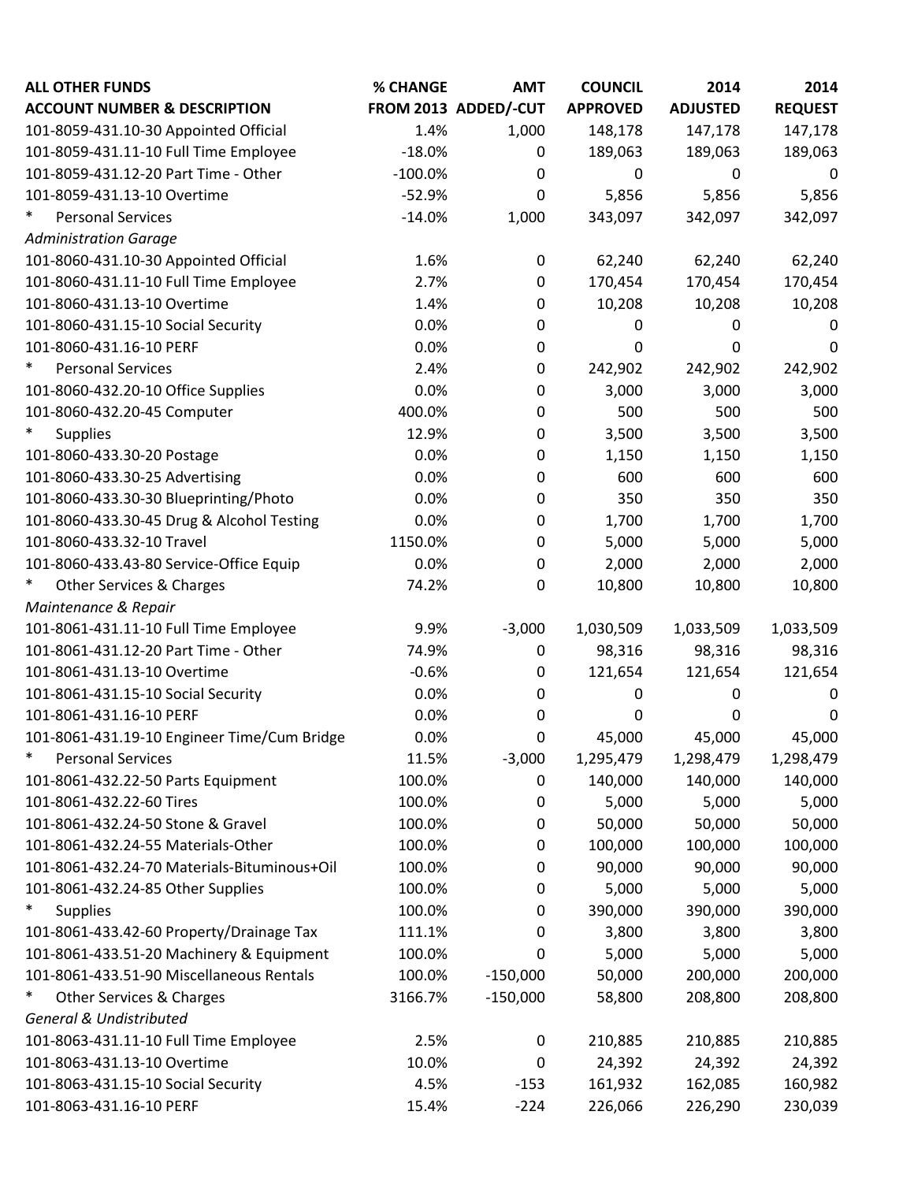| ALL OTHER FUNDS<br>ACCOUNT NUMBER & DESCRIPTION | % CHANGE<br>FROM 2013 | AMT<br>ADDED/-CUT | COUNCIL<br>APPROVED | 2014<br>ADJUSTED | 2014<br>REQUEST |
|---|---|---|---|---|---|
| 101-8059-431.10-30 Appointed Official | 1.4% | 1,000 | 148,178 | 147,178 | 147,178 |
| 101-8059-431.11-10 Full Time Employee | -18.0% | 0 | 189,063 | 189,063 | 189,063 |
| 101-8059-431.12-20 Part Time - Other | -100.0% | 0 | 0 | 0 | 0 |
| 101-8059-431.13-10 Overtime | -52.9% | 0 | 5,856 | 5,856 | 5,856 |
| * Personal Services | -14.0% | 1,000 | 343,097 | 342,097 | 342,097 |
| *Administration Garage* | | | | | |
| 101-8060-431.10-30 Appointed Official | 1.6% | 0 | 62,240 | 62,240 | 62,240 |
| 101-8060-431.11-10 Full Time Employee | 2.7% | 0 | 170,454 | 170,454 | 170,454 |
| 101-8060-431.13-10 Overtime | 1.4% | 0 | 10,208 | 10,208 | 10,208 |
| 101-8060-431.15-10 Social Security | 0.0% | 0 | 0 | 0 | 0 |
| 101-8060-431.16-10 PERF | 0.0% | 0 | 0 | 0 | 0 |
| * Personal Services | 2.4% | 0 | 242,902 | 242,902 | 242,902 |
| 101-8060-432.20-10 Office Supplies | 0.0% | 0 | 3,000 | 3,000 | 3,000 |
| 101-8060-432.20-45 Computer | 400.0% | 0 | 500 | 500 | 500 |
| * Supplies | 12.9% | 0 | 3,500 | 3,500 | 3,500 |
| 101-8060-433.30-20 Postage | 0.0% | 0 | 1,150 | 1,150 | 1,150 |
| 101-8060-433.30-25 Advertising | 0.0% | 0 | 600 | 600 | 600 |
| 101-8060-433.30-30 Blueprinting/Photo | 0.0% | 0 | 350 | 350 | 350 |
| 101-8060-433.30-45 Drug & Alcohol Testing | 0.0% | 0 | 1,700 | 1,700 | 1,700 |
| 101-8060-433.32-10 Travel | 1150.0% | 0 | 5,000 | 5,000 | 5,000 |
| 101-8060-433.43-80 Service-Office Equip | 0.0% | 0 | 2,000 | 2,000 | 2,000 |
| * Other Services & Charges | 74.2% | 0 | 10,800 | 10,800 | 10,800 |
| *Maintenance & Repair* | | | | | |
| 101-8061-431.11-10 Full Time Employee | 9.9% | -3,000 | 1,030,509 | 1,033,509 | 1,033,509 |
| 101-8061-431.12-20 Part Time - Other | 74.9% | 0 | 98,316 | 98,316 | 98,316 |
| 101-8061-431.13-10 Overtime | -0.6% | 0 | 121,654 | 121,654 | 121,654 |
| 101-8061-431.15-10 Social Security | 0.0% | 0 | 0 | 0 | 0 |
| 101-8061-431.16-10 PERF | 0.0% | 0 | 0 | 0 | 0 |
| 101-8061-431.19-10 Engineer Time/Cum Bridge | 0.0% | 0 | 45,000 | 45,000 | 45,000 |
| * Personal Services | 11.5% | -3,000 | 1,295,479 | 1,298,479 | 1,298,479 |
| 101-8061-432.22-50 Parts Equipment | 100.0% | 0 | 140,000 | 140,000 | 140,000 |
| 101-8061-432.22-60 Tires | 100.0% | 0 | 5,000 | 5,000 | 5,000 |
| 101-8061-432.24-50 Stone & Gravel | 100.0% | 0 | 50,000 | 50,000 | 50,000 |
| 101-8061-432.24-55 Materials-Other | 100.0% | 0 | 100,000 | 100,000 | 100,000 |
| 101-8061-432.24-70 Materials-Bituminous+Oil | 100.0% | 0 | 90,000 | 90,000 | 90,000 |
| 101-8061-432.24-85 Other Supplies | 100.0% | 0 | 5,000 | 5,000 | 5,000 |
| * Supplies | 100.0% | 0 | 390,000 | 390,000 | 390,000 |
| 101-8061-433.42-60 Property/Drainage Tax | 111.1% | 0 | 3,800 | 3,800 | 3,800 |
| 101-8061-433.51-20 Machinery & Equipment | 100.0% | 0 | 5,000 | 5,000 | 5,000 |
| 101-8061-433.51-90 Miscellaneous Rentals | 100.0% | -150,000 | 50,000 | 200,000 | 200,000 |
| * Other Services & Charges | 3166.7% | -150,000 | 58,800 | 208,800 | 208,800 |
| *General & Undistributed* | | | | | |
| 101-8063-431.11-10 Full Time Employee | 2.5% | 0 | 210,885 | 210,885 | 210,885 |
| 101-8063-431.13-10 Overtime | 10.0% | 0 | 24,392 | 24,392 | 24,392 |
| 101-8063-431.15-10 Social Security | 4.5% | -153 | 161,932 | 162,085 | 160,982 |
| 101-8063-431.16-10 PERF | 15.4% | -224 | 226,066 | 226,290 | 230,039 |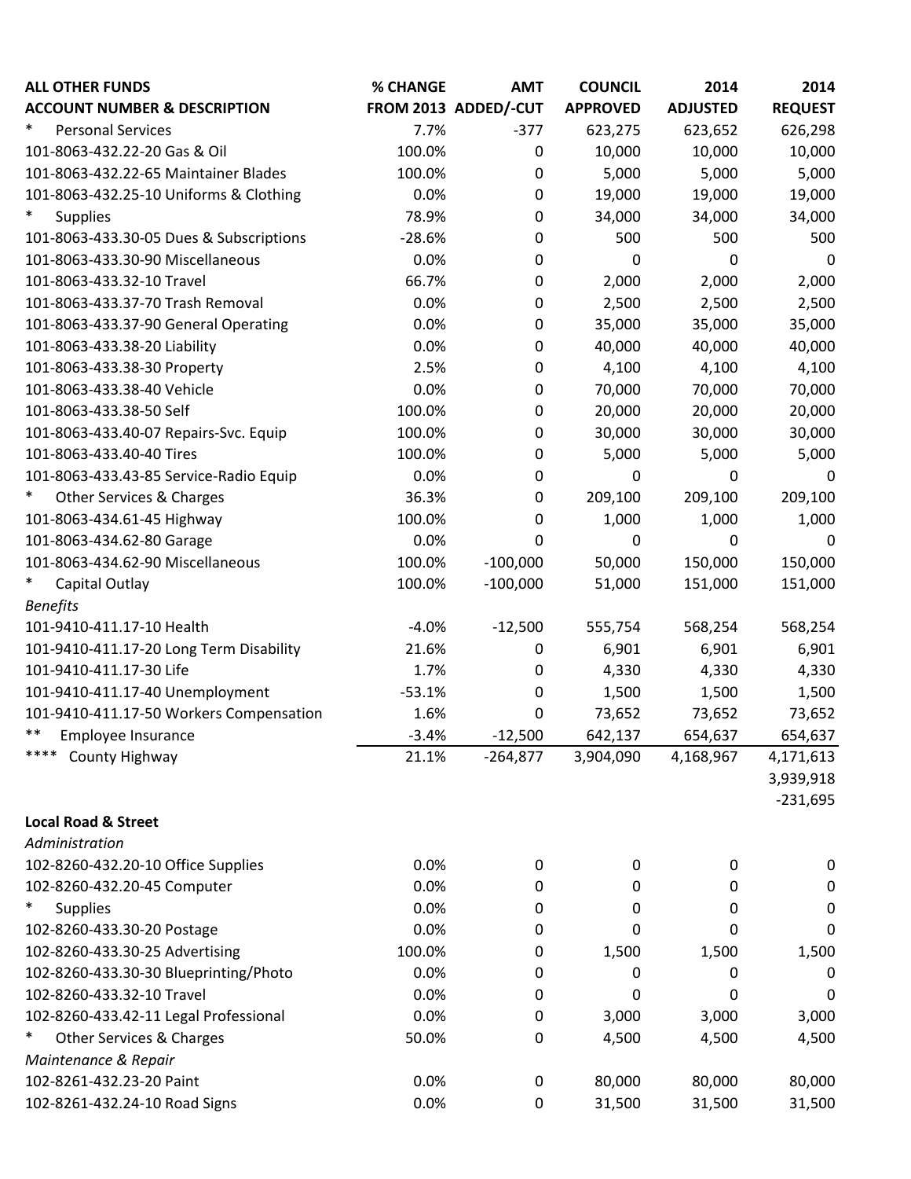| ALL OTHER FUNDS<br>ACCOUNT NUMBER & DESCRIPTION | % CHANGE<br>FROM 2013 | AMT<br>ADDED/-CUT | COUNCIL<br>APPROVED | 2014<br>ADJUSTED | 2014<br>REQUEST |
|---|---|---|---|---|---|
| * Personal Services | 7.7% | -377 | 623,275 | 623,652 | 626,298 |
| 101-8063-432.22-20 Gas & Oil | 100.0% | 0 | 10,000 | 10,000 | 10,000 |
| 101-8063-432.22-65 Maintainer Blades | 100.0% | 0 | 5,000 | 5,000 | 5,000 |
| 101-8063-432.25-10 Uniforms & Clothing | 0.0% | 0 | 19,000 | 19,000 | 19,000 |
| * Supplies | 78.9% | 0 | 34,000 | 34,000 | 34,000 |
| 101-8063-433.30-05 Dues & Subscriptions | -28.6% | 0 | 500 | 500 | 500 |
| 101-8063-433.30-90 Miscellaneous | 0.0% | 0 | 0 | 0 | 0 |
| 101-8063-433.32-10 Travel | 66.7% | 0 | 2,000 | 2,000 | 2,000 |
| 101-8063-433.37-70 Trash Removal | 0.0% | 0 | 2,500 | 2,500 | 2,500 |
| 101-8063-433.37-90 General Operating | 0.0% | 0 | 35,000 | 35,000 | 35,000 |
| 101-8063-433.38-20 Liability | 0.0% | 0 | 40,000 | 40,000 | 40,000 |
| 101-8063-433.38-30 Property | 2.5% | 0 | 4,100 | 4,100 | 4,100 |
| 101-8063-433.38-40 Vehicle | 0.0% | 0 | 70,000 | 70,000 | 70,000 |
| 101-8063-433.38-50 Self | 100.0% | 0 | 20,000 | 20,000 | 20,000 |
| 101-8063-433.40-07 Repairs-Svc. Equip | 100.0% | 0 | 30,000 | 30,000 | 30,000 |
| 101-8063-433.40-40 Tires | 100.0% | 0 | 5,000 | 5,000 | 5,000 |
| 101-8063-433.43-85 Service-Radio Equip | 0.0% | 0 | 0 | 0 | 0 |
| * Other Services & Charges | 36.3% | 0 | 209,100 | 209,100 | 209,100 |
| 101-8063-434.61-45 Highway | 100.0% | 0 | 1,000 | 1,000 | 1,000 |
| 101-8063-434.62-80 Garage | 0.0% | 0 | 0 | 0 | 0 |
| 101-8063-434.62-90 Miscellaneous | 100.0% | -100,000 | 50,000 | 150,000 | 150,000 |
| * Capital Outlay | 100.0% | -100,000 | 51,000 | 151,000 | 151,000 |
| *Benefits* | | | | | |
| 101-9410-411.17-10 Health | -4.0% | -12,500 | 555,754 | 568,254 | 568,254 |
| 101-9410-411.17-20 Long Term Disability | 21.6% | 0 | 6,901 | 6,901 | 6,901 |
| 101-9410-411.17-30 Life | 1.7% | 0 | 4,330 | 4,330 | 4,330 |
| 101-9410-411.17-40 Unemployment | -53.1% | 0 | 1,500 | 1,500 | 1,500 |
| 101-9410-411.17-50 Workers Compensation | 1.6% | 0 | 73,652 | 73,652 | 73,652 |
| ** Employee Insurance | -3.4% | -12,500 | 642,137 | 654,637 | 654,637 |
| **** County Highway | 21.1% | -264,877 | 3,904,090 | 4,168,967 | 4,171,613 |
| | | | | | 3,939,918 |
| | | | | | -231,695 |
| **Local Road & Street** | | | | | |
| *Administration* | | | | | |
| 102-8260-432.20-10 Office Supplies | 0.0% | 0 | 0 | 0 | 0 |
| 102-8260-432.20-45 Computer | 0.0% | 0 | 0 | 0 | 0 |
| * Supplies | 0.0% | 0 | 0 | 0 | 0 |
| 102-8260-433.30-20 Postage | 0.0% | 0 | 0 | 0 | 0 |
| 102-8260-433.30-25 Advertising | 100.0% | 0 | 1,500 | 1,500 | 1,500 |
| 102-8260-433.30-30 Blueprinting/Photo | 0.0% | 0 | 0 | 0 | 0 |
| 102-8260-433.32-10 Travel | 0.0% | 0 | 0 | 0 | 0 |
| 102-8260-433.42-11 Legal Professional | 0.0% | 0 | 3,000 | 3,000 | 3,000 |
| * Other Services & Charges | 50.0% | 0 | 4,500 | 4,500 | 4,500 |
| *Maintenance & Repair* | | | | | |
| 102-8261-432.23-20 Paint | 0.0% | 0 | 80,000 | 80,000 | 80,000 |
| 102-8261-432.24-10 Road Signs | 0.0% | 0 | 31,500 | 31,500 | 31,500 |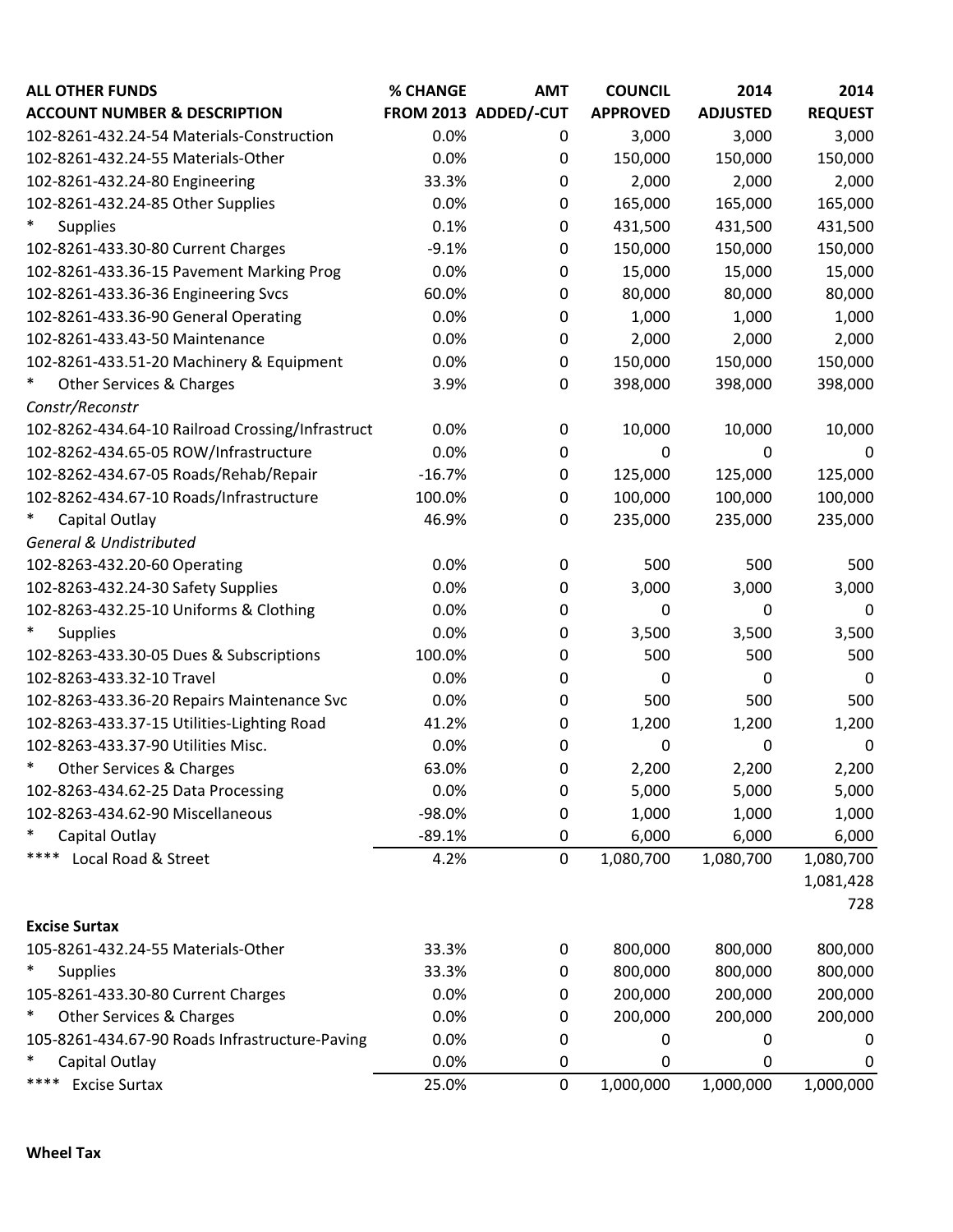| ALL OTHER FUNDS<br>ACCOUNT NUMBER & DESCRIPTION | % CHANGE<br>FROM 2013 | AMT<br>ADDED/-CUT | COUNCIL<br>APPROVED | 2014<br>ADJUSTED | 2014<br>REQUEST |
|---|---|---|---|---|---|
| 102-8261-432.24-54 Materials-Construction | 0.0% | 0 | 3,000 | 3,000 | 3,000 |
| 102-8261-432.24-55 Materials-Other | 0.0% | 0 | 150,000 | 150,000 | 150,000 |
| 102-8261-432.24-80 Engineering | 33.3% | 0 | 2,000 | 2,000 | 2,000 |
| 102-8261-432.24-85 Other Supplies | 0.0% | 0 | 165,000 | 165,000 | 165,000 |
| * Supplies | 0.1% | 0 | 431,500 | 431,500 | 431,500 |
| 102-8261-433.30-80 Current Charges | -9.1% | 0 | 150,000 | 150,000 | 150,000 |
| 102-8261-433.36-15 Pavement Marking Prog | 0.0% | 0 | 15,000 | 15,000 | 15,000 |
| 102-8261-433.36-36 Engineering Svcs | 60.0% | 0 | 80,000 | 80,000 | 80,000 |
| 102-8261-433.36-90 General Operating | 0.0% | 0 | 1,000 | 1,000 | 1,000 |
| 102-8261-433.43-50 Maintenance | 0.0% | 0 | 2,000 | 2,000 | 2,000 |
| 102-8261-433.51-20 Machinery & Equipment | 0.0% | 0 | 150,000 | 150,000 | 150,000 |
| * Other Services & Charges | 3.9% | 0 | 398,000 | 398,000 | 398,000 |
| *Constr/Reconstr* | | | | | |
| 102-8262-434.64-10 Railroad Crossing/Infrastruct | 0.0% | 0 | 10,000 | 10,000 | 10,000 |
| 102-8262-434.65-05 ROW/Infrastructure | 0.0% | 0 | 0 | 0 | 0 |
| 102-8262-434.67-05 Roads/Rehab/Repair | -16.7% | 0 | 125,000 | 125,000 | 125,000 |
| 102-8262-434.67-10 Roads/Infrastructure | 100.0% | 0 | 100,000 | 100,000 | 100,000 |
| * Capital Outlay | 46.9% | 0 | 235,000 | 235,000 | 235,000 |
| *General & Undistributed* | | | | | |
| 102-8263-432.20-60 Operating | 0.0% | 0 | 500 | 500 | 500 |
| 102-8263-432.24-30 Safety Supplies | 0.0% | 0 | 3,000 | 3,000 | 3,000 |
| 102-8263-432.25-10 Uniforms & Clothing | 0.0% | 0 | 0 | 0 | 0 |
| * Supplies | 0.0% | 0 | 3,500 | 3,500 | 3,500 |
| 102-8263-433.30-05 Dues & Subscriptions | 100.0% | 0 | 500 | 500 | 500 |
| 102-8263-433.32-10 Travel | 0.0% | 0 | 0 | 0 | 0 |
| 102-8263-433.36-20 Repairs Maintenance Svc | 0.0% | 0 | 500 | 500 | 500 |
| 102-8263-433.37-15 Utilities-Lighting Road | 41.2% | 0 | 1,200 | 1,200 | 1,200 |
| 102-8263-433.37-90 Utilities Misc. | 0.0% | 0 | 0 | 0 | 0 |
| * Other Services & Charges | 63.0% | 0 | 2,200 | 2,200 | 2,200 |
| 102-8263-434.62-25 Data Processing | 0.0% | 0 | 5,000 | 5,000 | 5,000 |
| 102-8263-434.62-90 Miscellaneous | -98.0% | 0 | 1,000 | 1,000 | 1,000 |
| * Capital Outlay | -89.1% | 0 | 6,000 | 6,000 | 6,000 |
| **** Local Road & Street | 4.2% | 0 | 1,080,700 | 1,080,700 | 1,080,700 |
| | | | | | 1,081,428 |
| | | | | | 728 |
| **Excise Surtax** | | | | | |
| 105-8261-432.24-55 Materials-Other | 33.3% | 0 | 800,000 | 800,000 | 800,000 |
| * Supplies | 33.3% | 0 | 800,000 | 800,000 | 800,000 |
| 105-8261-433.30-80 Current Charges | 0.0% | 0 | 200,000 | 200,000 | 200,000 |
| * Other Services & Charges | 0.0% | 0 | 200,000 | 200,000 | 200,000 |
| 105-8261-434.67-90 Roads Infrastructure-Paving | 0.0% | 0 | 0 | 0 | 0 |
| * Capital Outlay | 0.0% | 0 | 0 | 0 | 0 |
| **** Excise Surtax | 25.0% | 0 | 1,000,000 | 1,000,000 | 1,000,000 |

**Wheel Tax**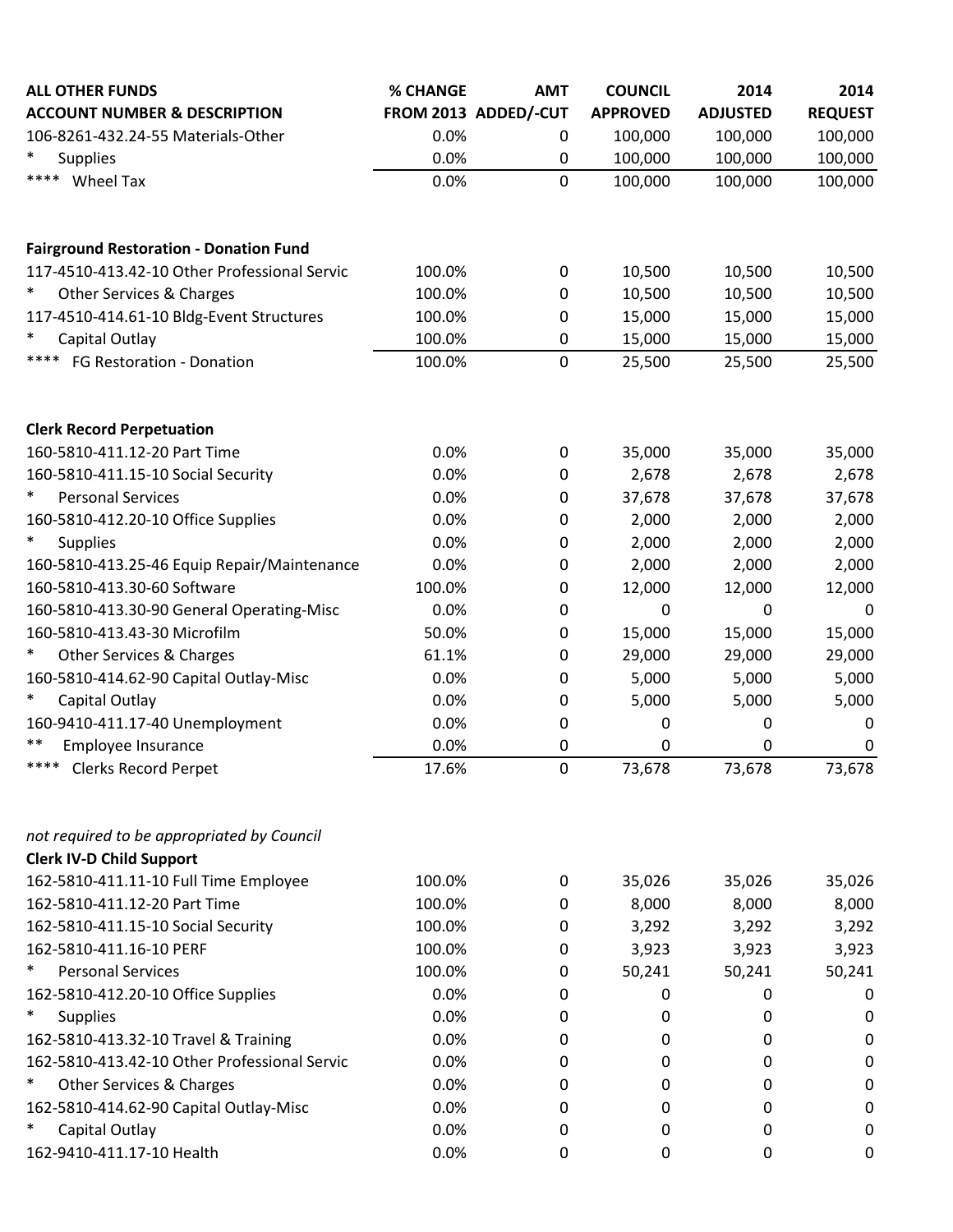| ALL OTHER FUNDS<br>ACCOUNT NUMBER & DESCRIPTION | % CHANGE<br>FROM 2013 | AMT<br>ADDED/-CUT | COUNCIL<br>APPROVED | 2014<br>ADJUSTED | 2014<br>REQUEST |
|---|---|---|---|---|---|
| 106-8261-432.24-55 Materials-Other | 0.0% | 0 | 100,000 | 100,000 | 100,000 |
| * Supplies | 0.0% | 0 | 100,000 | 100,000 | 100,000 |
| **** Wheel Tax | 0.0% | 0 | 100,000 | 100,000 | 100,000 |
| | | | | | |
| **Fairground Restoration - Donation Fund** | | | | | |
| 117-4510-413.42-10 Other Professional Servic | 100.0% | 0 | 10,500 | 10,500 | 10,500 |
| * Other Services & Charges | 100.0% | 0 | 10,500 | 10,500 | 10,500 |
| 117-4510-414.61-10 Bldg-Event Structures | 100.0% | 0 | 15,000 | 15,000 | 15,000 |
| * Capital Outlay | 100.0% | 0 | 15,000 | 15,000 | 15,000 |
| **** FG Restoration - Donation | 100.0% | 0 | 25,500 | 25,500 | 25,500 |
| | | | | | |
| **Clerk Record Perpetuation** | | | | | |
| 160-5810-411.12-20 Part Time | 0.0% | 0 | 35,000 | 35,000 | 35,000 |
| 160-5810-411.15-10 Social Security | 0.0% | 0 | 2,678 | 2,678 | 2,678 |
| * Personal Services | 0.0% | 0 | 37,678 | 37,678 | 37,678 |
| 160-5810-412.20-10 Office Supplies | 0.0% | 0 | 2,000 | 2,000 | 2,000 |
| * Supplies | 0.0% | 0 | 2,000 | 2,000 | 2,000 |
| 160-5810-413.25-46 Equip Repair/Maintenance | 0.0% | 0 | 2,000 | 2,000 | 2,000 |
| 160-5810-413.30-60 Software | 100.0% | 0 | 12,000 | 12,000 | 12,000 |
| 160-5810-413.30-90 General Operating-Misc | 0.0% | 0 | 0 | 0 | 0 |
| 160-5810-413.43-30 Microfilm | 50.0% | 0 | 15,000 | 15,000 | 15,000 |
| * Other Services & Charges | 61.1% | 0 | 29,000 | 29,000 | 29,000 |
| 160-5810-414.62-90 Capital Outlay-Misc | 0.0% | 0 | 5,000 | 5,000 | 5,000 |
| * Capital Outlay | 0.0% | 0 | 5,000 | 5,000 | 5,000 |
| 160-9410-411.17-40 Unemployment | 0.0% | 0 | 0 | 0 | 0 |
| ** Employee Insurance | 0.0% | 0 | 0 | 0 | 0 |
| **** Clerks Record Perpet | 17.6% | 0 | 73,678 | 73,678 | 73,678 |
| | | | | | |
| *not required to be appropriated by Council* | | | | | |
| **Clerk IV-D Child Support** | | | | | |
| 162-5810-411.11-10 Full Time Employee | 100.0% | 0 | 35,026 | 35,026 | 35,026 |
| 162-5810-411.12-20 Part Time | 100.0% | 0 | 8,000 | 8,000 | 8,000 |
| 162-5810-411.15-10 Social Security | 100.0% | 0 | 3,292 | 3,292 | 3,292 |
| 162-5810-411.16-10 PERF | 100.0% | 0 | 3,923 | 3,923 | 3,923 |
| * Personal Services | 100.0% | 0 | 50,241 | 50,241 | 50,241 |
| 162-5810-412.20-10 Office Supplies | 0.0% | 0 | 0 | 0 | 0 |
| * Supplies | 0.0% | 0 | 0 | 0 | 0 |
| 162-5810-413.32-10 Travel & Training | 0.0% | 0 | 0 | 0 | 0 |
| 162-5810-413.42-10 Other Professional Servic | 0.0% | 0 | 0 | 0 | 0 |
| * Other Services & Charges | 0.0% | 0 | 0 | 0 | 0 |
| 162-5810-414.62-90 Capital Outlay-Misc | 0.0% | 0 | 0 | 0 | 0 |
| * Capital Outlay | 0.0% | 0 | 0 | 0 | 0 |
| 162-9410-411.17-10 Health | 0.0% | 0 | 0 | 0 | 0 |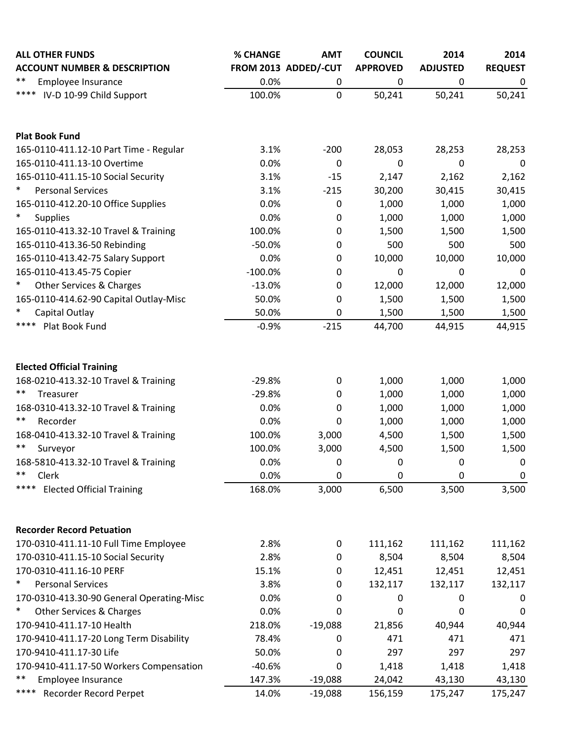| ALL OTHER FUNDS<br>ACCOUNT NUMBER & DESCRIPTION | % CHANGE<br>FROM 2013 | AMT<br>ADDED/-CUT | COUNCIL<br>APPROVED | 2014<br>ADJUSTED | 2014<br>REQUEST |
|---|---|---|---|---|---|
| ** Employee Insurance | 0.0% | 0 | 0 | 0 | 0 |
| **** IV-D 10-99 Child Support | 100.0% | 0 | 50,241 | 50,241 | 50,241 |
| | | | | | |
| **Plat Book Fund** | | | | | |
| 165-0110-411.12-10 Part Time - Regular | 3.1% | -200 | 28,053 | 28,253 | 28,253 |
| 165-0110-411.13-10 Overtime | 0.0% | 0 | 0 | 0 | 0 |
| 165-0110-411.15-10 Social Security | 3.1% | -15 | 2,147 | 2,162 | 2,162 |
| * Personal Services | 3.1% | -215 | 30,200 | 30,415 | 30,415 |
| 165-0110-412.20-10 Office Supplies | 0.0% | 0 | 1,000 | 1,000 | 1,000 |
| * Supplies | 0.0% | 0 | 1,000 | 1,000 | 1,000 |
| 165-0110-413.32-10 Travel & Training | 100.0% | 0 | 1,500 | 1,500 | 1,500 |
| 165-0110-413.36-50 Rebinding | -50.0% | 0 | 500 | 500 | 500 |
| 165-0110-413.42-75 Salary Support | 0.0% | 0 | 10,000 | 10,000 | 10,000 |
| 165-0110-413.45-75 Copier | -100.0% | 0 | 0 | 0 | 0 |
| * Other Services & Charges | -13.0% | 0 | 12,000 | 12,000 | 12,000 |
| 165-0110-414.62-90 Capital Outlay-Misc | 50.0% | 0 | 1,500 | 1,500 | 1,500 |
| * Capital Outlay | 50.0% | 0 | 1,500 | 1,500 | 1,500 |
| **** Plat Book Fund | -0.9% | -215 | 44,700 | 44,915 | 44,915 |
| | | | | | |
| **Elected Official Training** | | | | | |
| 168-0210-413.32-10 Travel & Training | -29.8% | 0 | 1,000 | 1,000 | 1,000 |
| ** Treasurer | -29.8% | 0 | 1,000 | 1,000 | 1,000 |
| 168-0310-413.32-10 Travel & Training | 0.0% | 0 | 1,000 | 1,000 | 1,000 |
| ** Recorder | 0.0% | 0 | 1,000 | 1,000 | 1,000 |
| 168-0410-413.32-10 Travel & Training | 100.0% | 3,000 | 4,500 | 1,500 | 1,500 |
| ** Surveyor | 100.0% | 3,000 | 4,500 | 1,500 | 1,500 |
| 168-5810-413.32-10 Travel & Training | 0.0% | 0 | 0 | 0 | 0 |
| ** Clerk | 0.0% | 0 | 0 | 0 | 0 |
| **** Elected Official Training | 168.0% | 3,000 | 6,500 | 3,500 | 3,500 |
| | | | | | |
| **Recorder Record Petuation** | | | | | |
| 170-0310-411.11-10 Full Time Employee | 2.8% | 0 | 111,162 | 111,162 | 111,162 |
| 170-0310-411.15-10 Social Security | 2.8% | 0 | 8,504 | 8,504 | 8,504 |
| 170-0310-411.16-10 PERF | 15.1% | 0 | 12,451 | 12,451 | 12,451 |
| * Personal Services | 3.8% | 0 | 132,117 | 132,117 | 132,117 |
| 170-0310-413.30-90 General Operating-Misc | 0.0% | 0 | 0 | 0 | 0 |
| * Other Services & Charges | 0.0% | 0 | 0 | 0 | 0 |
| 170-9410-411.17-10 Health | 218.0% | -19,088 | 21,856 | 40,944 | 40,944 |
| 170-9410-411.17-20 Long Term Disability | 78.4% | 0 | 471 | 471 | 471 |
| 170-9410-411.17-30 Life | 50.0% | 0 | 297 | 297 | 297 |
| 170-9410-411.17-50 Workers Compensation | -40.6% | 0 | 1,418 | 1,418 | 1,418 |
| ** Employee Insurance | 147.3% | -19,088 | 24,042 | 43,130 | 43,130 |
| **** Recorder Record Perpet | 14.0% | -19,088 | 156,159 | 175,247 | 175,247 |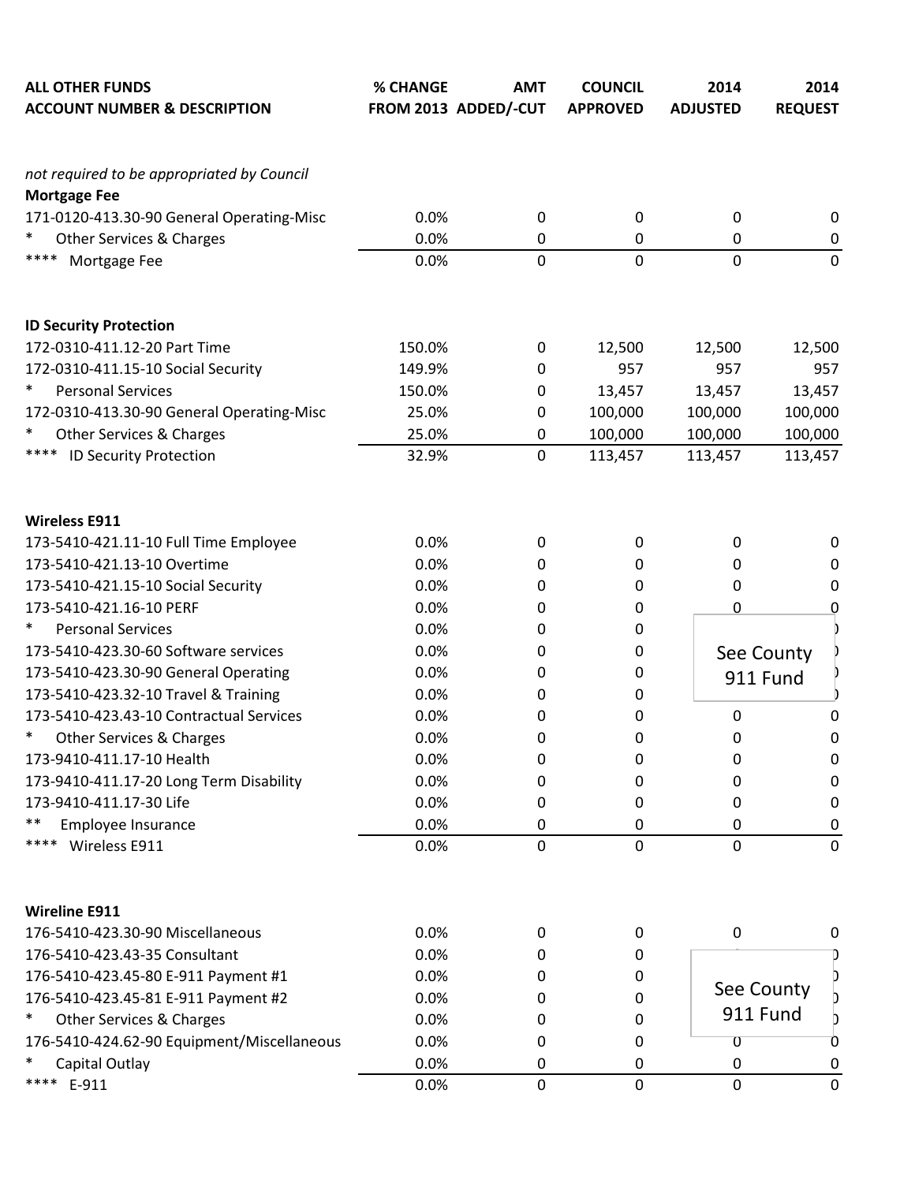| ALL OTHER FUNDS<br>ACCOUNT NUMBER & DESCRIPTION | % CHANGE<br>FROM 2013 | AMT<br>ADDED/-CUT | COUNCIL<br>APPROVED | 2014<br>ADJUSTED | 2014<br>REQUEST |
|---|---|---|---|---|---|
| *not required to be appropriated by Council* | | | | | |
| **Mortgage Fee** | | | | | |
| 171-0120-413.30-90 General Operating-Misc | 0.0% | 0 | 0 | 0 | 0 |
| * Other Services & Charges | 0.0% | 0 | 0 | 0 | 0 |
| **** Mortgage Fee | 0.0% | 0 | 0 | 0 | 0 |
| | | | | | |
| **ID Security Protection** | | | | | |
| 172-0310-411.12-20 Part Time | 150.0% | 0 | 12,500 | 12,500 | 12,500 |
| 172-0310-411.15-10 Social Security | 149.9% | 0 | 957 | 957 | 957 |
| * Personal Services | 150.0% | 0 | 13,457 | 13,457 | 13,457 |
| 172-0310-413.30-90 General Operating-Misc | 25.0% | 0 | 100,000 | 100,000 | 100,000 |
| * Other Services & Charges | 25.0% | 0 | 100,000 | 100,000 | 100,000 |
| **** ID Security Protection | 32.9% | 0 | 113,457 | 113,457 | 113,457 |
| | | | | | |
| **Wireless E911** | | | | | |
| 173-5410-421.11-10 Full Time Employee | 0.0% | 0 | 0 | 0 | 0 |
| 173-5410-421.13-10 Overtime | 0.0% | 0 | 0 | 0 | 0 |
| 173-5410-421.15-10 Social Security | 0.0% | 0 | 0 | 0 | 0 |
| 173-5410-421.16-10 PERF | 0.0% | 0 | 0 | 0 | 0 |
| * Personal Services | 0.0% | 0 | 0 | See County 911 Fund | |
| 173-5410-423.30-60 Software services | 0.0% | 0 | 0 | | |
| 173-5410-423.30-90 General Operating | 0.0% | 0 | 0 | | |
| 173-5410-423.32-10 Travel & Training | 0.0% | 0 | 0 | | |
| 173-5410-423.43-10 Contractual Services | 0.0% | 0 | 0 | 0 | 0 |
| * Other Services & Charges | 0.0% | 0 | 0 | 0 | 0 |
| 173-9410-411.17-10 Health | 0.0% | 0 | 0 | 0 | 0 |
| 173-9410-411.17-20 Long Term Disability | 0.0% | 0 | 0 | 0 | 0 |
| 173-9410-411.17-30 Life | 0.0% | 0 | 0 | 0 | 0 |
| ** Employee Insurance | 0.0% | 0 | 0 | 0 | 0 |
| **** Wireless E911 | 0.0% | 0 | 0 | 0 | 0 |
| | | | | | |
| **Wireline E911** | | | | | |
| 176-5410-423.30-90 Miscellaneous | 0.0% | 0 | 0 | 0 | 0 |
| 176-5410-423.43-35 Consultant | 0.0% | 0 | 0 | See County 911 Fund | |
| 176-5410-423.45-80 E-911 Payment #1 | 0.0% | 0 | 0 | | |
| 176-5410-423.45-81 E-911 Payment #2 | 0.0% | 0 | 0 | | |
| * Other Services & Charges | 0.0% | 0 | 0 | | |
| 176-5410-424.62-90 Equipment/Miscellaneous | 0.0% | 0 | 0 | 0 | 0 |
| * Capital Outlay | 0.0% | 0 | 0 | 0 | 0 |
| **** E-911 | 0.0% | 0 | 0 | 0 | 0 |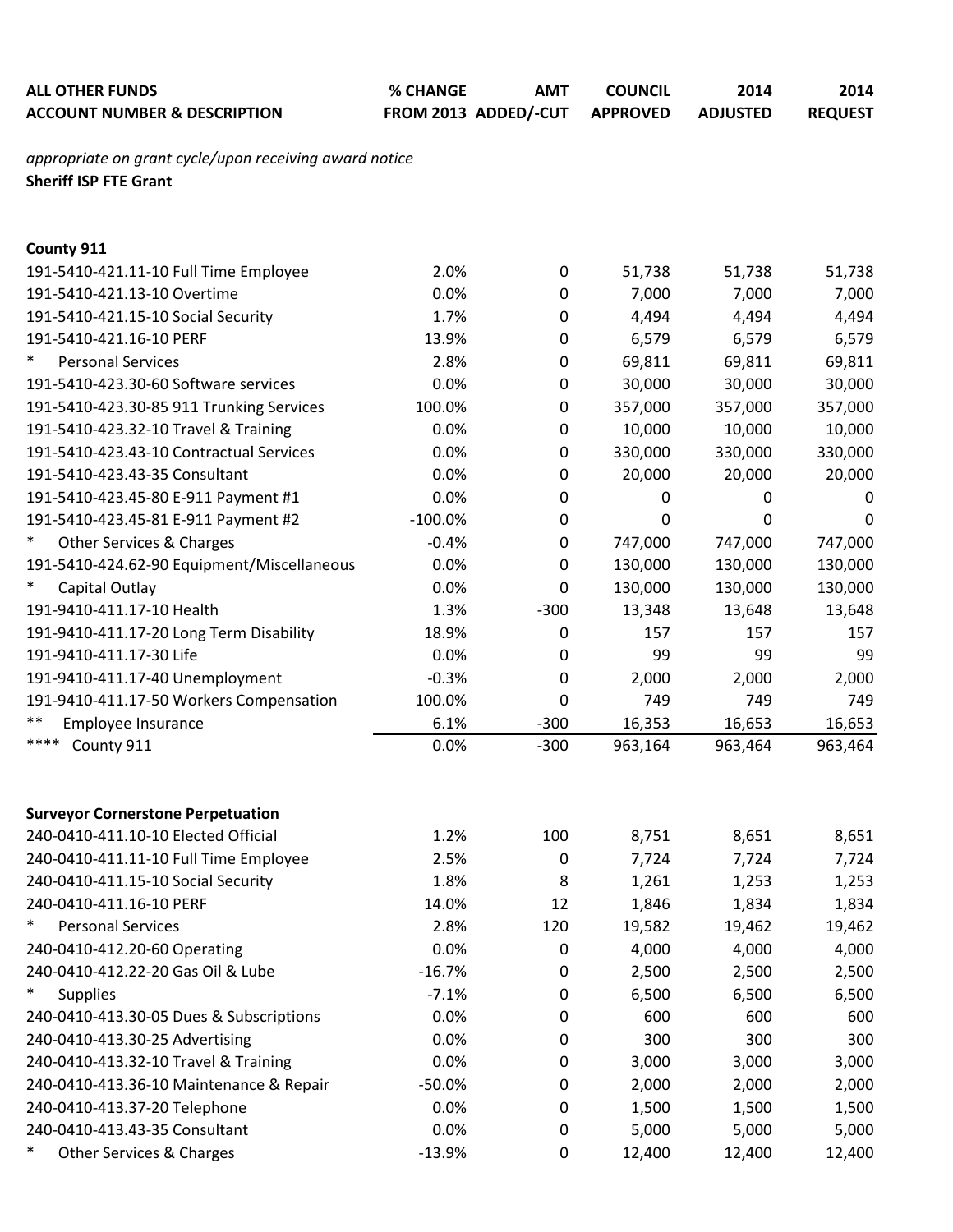| ALL OTHER FUNDS<br>ACCOUNT NUMBER & DESCRIPTION | % CHANGE<br>FROM 2013 | AMT<br>ADDED/-CUT | COUNCIL<br>APPROVED | 2014<br>ADJUSTED | 2014<br>REQUEST |
|---|---|---|---|---|---|
| *appropriate on grant cycle/upon receiving award notice* | | | | | |
| **Sheriff ISP FTE Grant** | | | | | |
| | | | | | |
| **County 911** | | | | | |
| 191-5410-421.11-10 Full Time Employee | 2.0% | 0 | 51,738 | 51,738 | 51,738 |
| 191-5410-421.13-10 Overtime | 0.0% | 0 | 7,000 | 7,000 | 7,000 |
| 191-5410-421.15-10 Social Security | 1.7% | 0 | 4,494 | 4,494 | 4,494 |
| 191-5410-421.16-10 PERF | 13.9% | 0 | 6,579 | 6,579 | 6,579 |
| * Personal Services | 2.8% | 0 | 69,811 | 69,811 | 69,811 |
| 191-5410-423.30-60 Software services | 0.0% | 0 | 30,000 | 30,000 | 30,000 |
| 191-5410-423.30-85 911 Trunking Services | 100.0% | 0 | 357,000 | 357,000 | 357,000 |
| 191-5410-423.32-10 Travel & Training | 0.0% | 0 | 10,000 | 10,000 | 10,000 |
| 191-5410-423.43-10 Contractual Services | 0.0% | 0 | 330,000 | 330,000 | 330,000 |
| 191-5410-423.43-35 Consultant | 0.0% | 0 | 20,000 | 20,000 | 20,000 |
| 191-5410-423.45-80 E-911 Payment #1 | 0.0% | 0 | 0 | 0 | 0 |
| 191-5410-423.45-81 E-911 Payment #2 | -100.0% | 0 | 0 | 0 | 0 |
| * Other Services & Charges | -0.4% | 0 | 747,000 | 747,000 | 747,000 |
| 191-5410-424.62-90 Equipment/Miscellaneous | 0.0% | 0 | 130,000 | 130,000 | 130,000 |
| * Capital Outlay | 0.0% | 0 | 130,000 | 130,000 | 130,000 |
| 191-9410-411.17-10 Health | 1.3% | -300 | 13,348 | 13,648 | 13,648 |
| 191-9410-411.17-20 Long Term Disability | 18.9% | 0 | 157 | 157 | 157 |
| 191-9410-411.17-30 Life | 0.0% | 0 | 99 | 99 | 99 |
| 191-9410-411.17-40 Unemployment | -0.3% | 0 | 2,000 | 2,000 | 2,000 |
| 191-9410-411.17-50 Workers Compensation | 100.0% | 0 | 749 | 749 | 749 |
| ** Employee Insurance | 6.1% | -300 | 16,353 | 16,653 | 16,653 |
| **** County 911 | 0.0% | -300 | 963,164 | 963,464 | 963,464 |
| | | | | | |
| **Surveyor Cornerstone Perpetuation** | | | | | |
| 240-0410-411.10-10 Elected Official | 1.2% | 100 | 8,751 | 8,651 | 8,651 |
| 240-0410-411.11-10 Full Time Employee | 2.5% | 0 | 7,724 | 7,724 | 7,724 |
| 240-0410-411.15-10 Social Security | 1.8% | 8 | 1,261 | 1,253 | 1,253 |
| 240-0410-411.16-10 PERF | 14.0% | 12 | 1,846 | 1,834 | 1,834 |
| * Personal Services | 2.8% | 120 | 19,582 | 19,462 | 19,462 |
| 240-0410-412.20-60 Operating | 0.0% | 0 | 4,000 | 4,000 | 4,000 |
| 240-0410-412.22-20 Gas Oil & Lube | -16.7% | 0 | 2,500 | 2,500 | 2,500 |
| * Supplies | -7.1% | 0 | 6,500 | 6,500 | 6,500 |
| 240-0410-413.30-05 Dues & Subscriptions | 0.0% | 0 | 600 | 600 | 600 |
| 240-0410-413.30-25 Advertising | 0.0% | 0 | 300 | 300 | 300 |
| 240-0410-413.32-10 Travel & Training | 0.0% | 0 | 3,000 | 3,000 | 3,000 |
| 240-0410-413.36-10 Maintenance & Repair | -50.0% | 0 | 2,000 | 2,000 | 2,000 |
| 240-0410-413.37-20 Telephone | 0.0% | 0 | 1,500 | 1,500 | 1,500 |
| 240-0410-413.43-35 Consultant | 0.0% | 0 | 5,000 | 5,000 | 5,000 |
| * Other Services & Charges | -13.9% | 0 | 12,400 | 12,400 | 12,400 |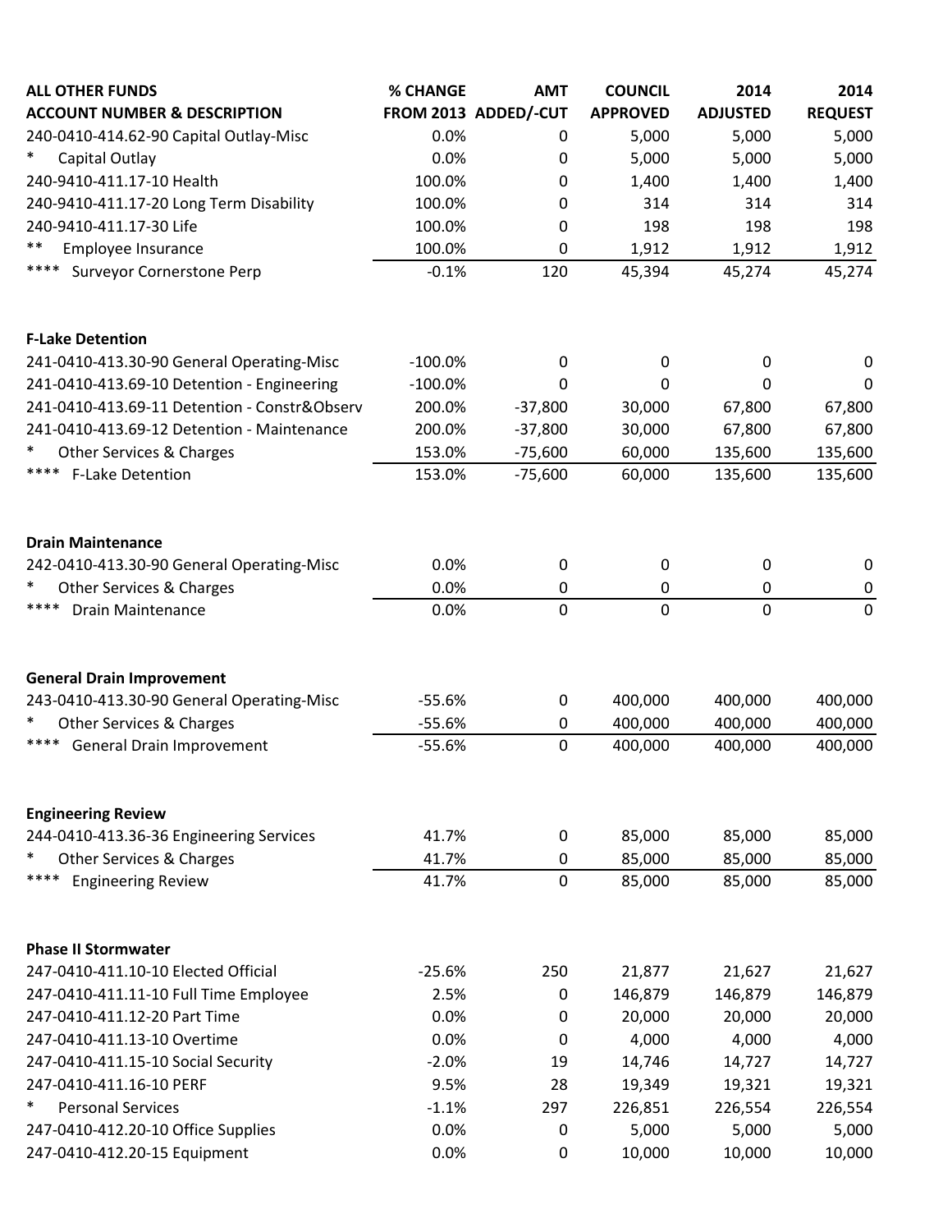| ALL OTHER FUNDS<br>ACCOUNT NUMBER & DESCRIPTION | % CHANGE<br>FROM 2013 | AMT<br>ADDED/-CUT | COUNCIL<br>APPROVED | 2014<br>ADJUSTED | 2014<br>REQUEST |
|---|---|---|---|---|---|
| 240-0410-414.62-90 Capital Outlay-Misc | 0.0% | 0 | 5,000 | 5,000 | 5,000 |
| * Capital Outlay | 0.0% | 0 | 5,000 | 5,000 | 5,000 |
| 240-9410-411.17-10 Health | 100.0% | 0 | 1,400 | 1,400 | 1,400 |
| 240-9410-411.17-20 Long Term Disability | 100.0% | 0 | 314 | 314 | 314 |
| 240-9410-411.17-30 Life | 100.0% | 0 | 198 | 198 | 198 |
| ** Employee Insurance | 100.0% | 0 | 1,912 | 1,912 | 1,912 |
| **** Surveyor Cornerstone Perp | -0.1% | 120 | 45,394 | 45,274 | 45,274 |
| | | | | | |
| **F-Lake Detention** | | | | | |
| 241-0410-413.30-90 General Operating-Misc | -100.0% | 0 | 0 | 0 | 0 |
| 241-0410-413.69-10 Detention - Engineering | -100.0% | 0 | 0 | 0 | 0 |
| 241-0410-413.69-11 Detention - Constr&Observ | 200.0% | -37,800 | 30,000 | 67,800 | 67,800 |
| 241-0410-413.69-12 Detention - Maintenance | 200.0% | -37,800 | 30,000 | 67,800 | 67,800 |
| * Other Services & Charges | 153.0% | -75,600 | 60,000 | 135,600 | 135,600 |
| **** F-Lake Detention | 153.0% | -75,600 | 60,000 | 135,600 | 135,600 |
| | | | | | |
| **Drain Maintenance** | | | | | |
| 242-0410-413.30-90 General Operating-Misc | 0.0% | 0 | 0 | 0 | 0 |
| * Other Services & Charges | 0.0% | 0 | 0 | 0 | 0 |
| **** Drain Maintenance | 0.0% | 0 | 0 | 0 | 0 |
| | | | | | |
| **General Drain Improvement** | | | | | |
| 243-0410-413.30-90 General Operating-Misc | -55.6% | 0 | 400,000 | 400,000 | 400,000 |
| * Other Services & Charges | -55.6% | 0 | 400,000 | 400,000 | 400,000 |
| **** General Drain Improvement | -55.6% | 0 | 400,000 | 400,000 | 400,000 |
| | | | | | |
| **Engineering Review** | | | | | |
| 244-0410-413.36-36 Engineering Services | 41.7% | 0 | 85,000 | 85,000 | 85,000 |
| * Other Services & Charges | 41.7% | 0 | 85,000 | 85,000 | 85,000 |
| **** Engineering Review | 41.7% | 0 | 85,000 | 85,000 | 85,000 |
| | | | | | |
| **Phase II Stormwater** | | | | | |
| 247-0410-411.10-10 Elected Official | -25.6% | 250 | 21,877 | 21,627 | 21,627 |
| 247-0410-411.11-10 Full Time Employee | 2.5% | 0 | 146,879 | 146,879 | 146,879 |
| 247-0410-411.12-20 Part Time | 0.0% | 0 | 20,000 | 20,000 | 20,000 |
| 247-0410-411.13-10 Overtime | 0.0% | 0 | 4,000 | 4,000 | 4,000 |
| 247-0410-411.15-10 Social Security | -2.0% | 19 | 14,746 | 14,727 | 14,727 |
| 247-0410-411.16-10 PERF | 9.5% | 28 | 19,349 | 19,321 | 19,321 |
| * Personal Services | -1.1% | 297 | 226,851 | 226,554 | 226,554 |
| 247-0410-412.20-10 Office Supplies | 0.0% | 0 | 5,000 | 5,000 | 5,000 |
| 247-0410-412.20-15 Equipment | 0.0% | 0 | 10,000 | 10,000 | 10,000 |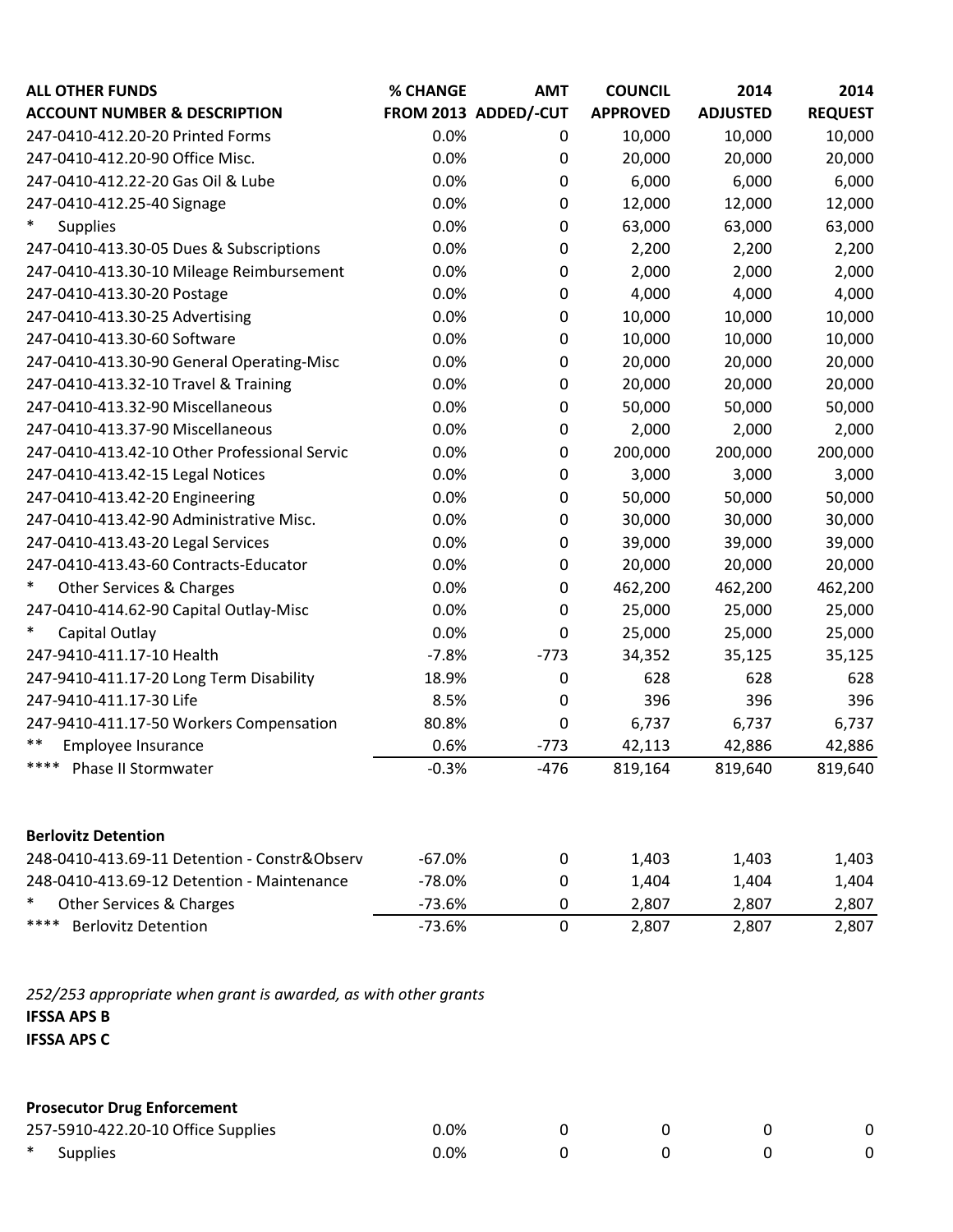| ALL OTHER FUNDS<br>ACCOUNT NUMBER & DESCRIPTION | % CHANGE<br>FROM 2013 | AMT<br>ADDED/-CUT | COUNCIL<br>APPROVED | 2014<br>ADJUSTED | 2014<br>REQUEST |
|---|---|---|---|---|---|
| 247-0410-412.20-20 Printed Forms | 0.0% | 0 | 10,000 | 10,000 | 10,000 |
| 247-0410-412.20-90 Office Misc. | 0.0% | 0 | 20,000 | 20,000 | 20,000 |
| 247-0410-412.22-20 Gas Oil & Lube | 0.0% | 0 | 6,000 | 6,000 | 6,000 |
| 247-0410-412.25-40 Signage | 0.0% | 0 | 12,000 | 12,000 | 12,000 |
| * Supplies | 0.0% | 0 | 63,000 | 63,000 | 63,000 |
| 247-0410-413.30-05 Dues & Subscriptions | 0.0% | 0 | 2,200 | 2,200 | 2,200 |
| 247-0410-413.30-10 Mileage Reimbursement | 0.0% | 0 | 2,000 | 2,000 | 2,000 |
| 247-0410-413.30-20 Postage | 0.0% | 0 | 4,000 | 4,000 | 4,000 |
| 247-0410-413.30-25 Advertising | 0.0% | 0 | 10,000 | 10,000 | 10,000 |
| 247-0410-413.30-60 Software | 0.0% | 0 | 10,000 | 10,000 | 10,000 |
| 247-0410-413.30-90 General Operating-Misc | 0.0% | 0 | 20,000 | 20,000 | 20,000 |
| 247-0410-413.32-10 Travel & Training | 0.0% | 0 | 20,000 | 20,000 | 20,000 |
| 247-0410-413.32-90 Miscellaneous | 0.0% | 0 | 50,000 | 50,000 | 50,000 |
| 247-0410-413.37-90 Miscellaneous | 0.0% | 0 | 2,000 | 2,000 | 2,000 |
| 247-0410-413.42-10 Other Professional Servic | 0.0% | 0 | 200,000 | 200,000 | 200,000 |
| 247-0410-413.42-15 Legal Notices | 0.0% | 0 | 3,000 | 3,000 | 3,000 |
| 247-0410-413.42-20 Engineering | 0.0% | 0 | 50,000 | 50,000 | 50,000 |
| 247-0410-413.42-90 Administrative Misc. | 0.0% | 0 | 30,000 | 30,000 | 30,000 |
| 247-0410-413.43-20 Legal Services | 0.0% | 0 | 39,000 | 39,000 | 39,000 |
| 247-0410-413.43-60 Contracts-Educator | 0.0% | 0 | 20,000 | 20,000 | 20,000 |
| * Other Services & Charges | 0.0% | 0 | 462,200 | 462,200 | 462,200 |
| 247-0410-414.62-90 Capital Outlay-Misc | 0.0% | 0 | 25,000 | 25,000 | 25,000 |
| * Capital Outlay | 0.0% | 0 | 25,000 | 25,000 | 25,000 |
| 247-9410-411.17-10 Health | -7.8% | -773 | 34,352 | 35,125 | 35,125 |
| 247-9410-411.17-20 Long Term Disability | 18.9% | 0 | 628 | 628 | 628 |
| 247-9410-411.17-30 Life | 8.5% | 0 | 396 | 396 | 396 |
| 247-9410-411.17-50 Workers Compensation | 80.8% | 0 | 6,737 | 6,737 | 6,737 |
| ** Employee Insurance | 0.6% | -773 | 42,113 | 42,886 | 42,886 |
| **** Phase II Stormwater | -0.3% | -476 | 819,164 | 819,640 | 819,640 |

**Berlovitz Detention**

| ACCOUNT NUMBER & DESCRIPTION | % CHANGE FROM 2013 | AMT ADDED/-CUT | COUNCIL APPROVED | 2014 ADJUSTED | 2014 REQUEST |
|---|---|---|---|---|---|
| 248-0410-413.69-11 Detention - Constr&Observ | -67.0% | 0 | 1,403 | 1,403 | 1,403 |
| 248-0410-413.69-12 Detention - Maintenance | -78.0% | 0 | 1,404 | 1,404 | 1,404 |
| * Other Services & Charges | -73.6% | 0 | 2,807 | 2,807 | 2,807 |
| **** Berlovitz Detention | -73.6% | 0 | 2,807 | 2,807 | 2,807 |

*252/253 appropriate when grant is awarded, as with other grants*

**IFSSA APS B**

**IFSSA APS C**

**Prosecutor Drug Enforcement**

| ACCOUNT NUMBER & DESCRIPTION | % CHANGE FROM 2013 | AMT ADDED/-CUT | COUNCIL APPROVED | 2014 ADJUSTED | 2014 REQUEST |
|---|---|---|---|---|---|
| 257-5910-422.20-10 Office Supplies | 0.0% | 0 | 0 | 0 | 0 |
| * Supplies | 0.0% | 0 | 0 | 0 | 0 |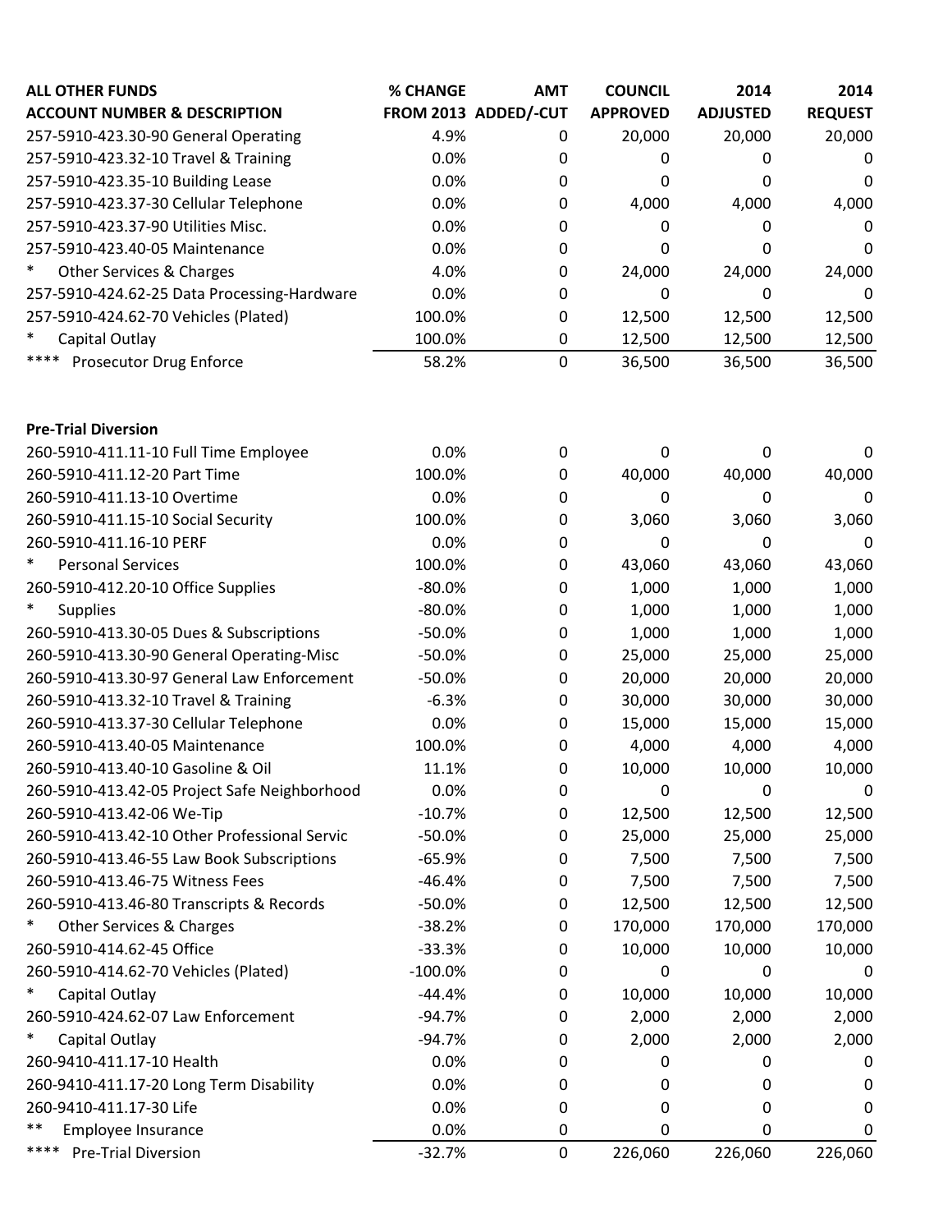| ALL OTHER FUNDS<br>ACCOUNT NUMBER & DESCRIPTION | % CHANGE<br>FROM 2013 | AMT<br>ADDED/-CUT | COUNCIL<br>APPROVED | 2014<br>ADJUSTED | 2014<br>REQUEST |
|---|---|---|---|---|---|
| 257-5910-423.30-90 General Operating | 4.9% | 0 | 20,000 | 20,000 | 20,000 |
| 257-5910-423.32-10 Travel & Training | 0.0% | 0 | 0 | 0 | 0 |
| 257-5910-423.35-10 Building Lease | 0.0% | 0 | 0 | 0 | 0 |
| 257-5910-423.37-30 Cellular Telephone | 0.0% | 0 | 4,000 | 4,000 | 4,000 |
| 257-5910-423.37-90 Utilities Misc. | 0.0% | 0 | 0 | 0 | 0 |
| 257-5910-423.40-05 Maintenance | 0.0% | 0 | 0 | 0 | 0 |
| * Other Services & Charges | 4.0% | 0 | 24,000 | 24,000 | 24,000 |
| 257-5910-424.62-25 Data Processing-Hardware | 0.0% | 0 | 0 | 0 | 0 |
| 257-5910-424.62-70 Vehicles (Plated) | 100.0% | 0 | 12,500 | 12,500 | 12,500 |
| * Capital Outlay | 100.0% | 0 | 12,500 | 12,500 | 12,500 |
| **** Prosecutor Drug Enforce | 58.2% | 0 | 36,500 | 36,500 | 36,500 |
| | | | | | |
| **Pre-Trial Diversion** | | | | | |
| 260-5910-411.11-10 Full Time Employee | 0.0% | 0 | 0 | 0 | 0 |
| 260-5910-411.12-20 Part Time | 100.0% | 0 | 40,000 | 40,000 | 40,000 |
| 260-5910-411.13-10 Overtime | 0.0% | 0 | 0 | 0 | 0 |
| 260-5910-411.15-10 Social Security | 100.0% | 0 | 3,060 | 3,060 | 3,060 |
| 260-5910-411.16-10 PERF | 0.0% | 0 | 0 | 0 | 0 |
| * Personal Services | 100.0% | 0 | 43,060 | 43,060 | 43,060 |
| 260-5910-412.20-10 Office Supplies | -80.0% | 0 | 1,000 | 1,000 | 1,000 |
| * Supplies | -80.0% | 0 | 1,000 | 1,000 | 1,000 |
| 260-5910-413.30-05 Dues & Subscriptions | -50.0% | 0 | 1,000 | 1,000 | 1,000 |
| 260-5910-413.30-90 General Operating-Misc | -50.0% | 0 | 25,000 | 25,000 | 25,000 |
| 260-5910-413.30-97 General Law Enforcement | -50.0% | 0 | 20,000 | 20,000 | 20,000 |
| 260-5910-413.32-10 Travel & Training | -6.3% | 0 | 30,000 | 30,000 | 30,000 |
| 260-5910-413.37-30 Cellular Telephone | 0.0% | 0 | 15,000 | 15,000 | 15,000 |
| 260-5910-413.40-05 Maintenance | 100.0% | 0 | 4,000 | 4,000 | 4,000 |
| 260-5910-413.40-10 Gasoline & Oil | 11.1% | 0 | 10,000 | 10,000 | 10,000 |
| 260-5910-413.42-05 Project Safe Neighborhood | 0.0% | 0 | 0 | 0 | 0 |
| 260-5910-413.42-06 We-Tip | -10.7% | 0 | 12,500 | 12,500 | 12,500 |
| 260-5910-413.42-10 Other Professional Servic | -50.0% | 0 | 25,000 | 25,000 | 25,000 |
| 260-5910-413.46-55 Law Book Subscriptions | -65.9% | 0 | 7,500 | 7,500 | 7,500 |
| 260-5910-413.46-75 Witness Fees | -46.4% | 0 | 7,500 | 7,500 | 7,500 |
| 260-5910-413.46-80 Transcripts & Records | -50.0% | 0 | 12,500 | 12,500 | 12,500 |
| * Other Services & Charges | -38.2% | 0 | 170,000 | 170,000 | 170,000 |
| 260-5910-414.62-45 Office | -33.3% | 0 | 10,000 | 10,000 | 10,000 |
| 260-5910-414.62-70 Vehicles (Plated) | -100.0% | 0 | 0 | 0 | 0 |
| * Capital Outlay | -44.4% | 0 | 10,000 | 10,000 | 10,000 |
| 260-5910-424.62-07 Law Enforcement | -94.7% | 0 | 2,000 | 2,000 | 2,000 |
| * Capital Outlay | -94.7% | 0 | 2,000 | 2,000 | 2,000 |
| 260-9410-411.17-10 Health | 0.0% | 0 | 0 | 0 | 0 |
| 260-9410-411.17-20 Long Term Disability | 0.0% | 0 | 0 | 0 | 0 |
| 260-9410-411.17-30 Life | 0.0% | 0 | 0 | 0 | 0 |
| ** Employee Insurance | 0.0% | 0 | 0 | 0 | 0 |
| **** Pre-Trial Diversion | -32.7% | 0 | 226,060 | 226,060 | 226,060 |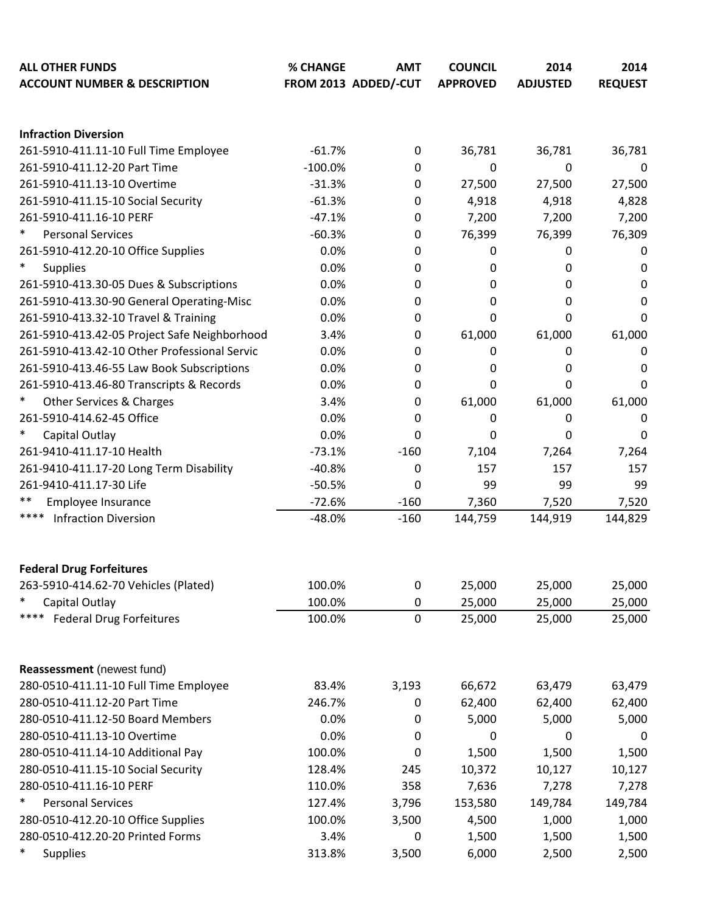| ALL OTHER FUNDS<br>ACCOUNT NUMBER & DESCRIPTION | % CHANGE<br>FROM 2013 | AMT<br>ADDED/-CUT | COUNCIL<br>APPROVED | 2014<br>ADJUSTED | 2014<br>REQUEST |
|---|---|---|---|---|---|
| **Infraction Diversion** | | | | | |
| 261-5910-411.11-10 Full Time Employee | -61.7% | 0 | 36,781 | 36,781 | 36,781 |
| 261-5910-411.12-20 Part Time | -100.0% | 0 | 0 | 0 | 0 |
| 261-5910-411.13-10 Overtime | -31.3% | 0 | 27,500 | 27,500 | 27,500 |
| 261-5910-411.15-10 Social Security | -61.3% | 0 | 4,918 | 4,918 | 4,828 |
| 261-5910-411.16-10 PERF | -47.1% | 0 | 7,200 | 7,200 | 7,200 |
| * Personal Services | -60.3% | 0 | 76,399 | 76,399 | 76,309 |
| 261-5910-412.20-10 Office Supplies | 0.0% | 0 | 0 | 0 | 0 |
| * Supplies | 0.0% | 0 | 0 | 0 | 0 |
| 261-5910-413.30-05 Dues & Subscriptions | 0.0% | 0 | 0 | 0 | 0 |
| 261-5910-413.30-90 General Operating-Misc | 0.0% | 0 | 0 | 0 | 0 |
| 261-5910-413.32-10 Travel & Training | 0.0% | 0 | 0 | 0 | 0 |
| 261-5910-413.42-05 Project Safe Neighborhood | 3.4% | 0 | 61,000 | 61,000 | 61,000 |
| 261-5910-413.42-10 Other Professional Servic | 0.0% | 0 | 0 | 0 | 0 |
| 261-5910-413.46-55 Law Book Subscriptions | 0.0% | 0 | 0 | 0 | 0 |
| 261-5910-413.46-80 Transcripts & Records | 0.0% | 0 | 0 | 0 | 0 |
| * Other Services & Charges | 3.4% | 0 | 61,000 | 61,000 | 61,000 |
| 261-5910-414.62-45 Office | 0.0% | 0 | 0 | 0 | 0 |
| * Capital Outlay | 0.0% | 0 | 0 | 0 | 0 |
| 261-9410-411.17-10 Health | -73.1% | -160 | 7,104 | 7,264 | 7,264 |
| 261-9410-411.17-20 Long Term Disability | -40.8% | 0 | 157 | 157 | 157 |
| 261-9410-411.17-30 Life | -50.5% | 0 | 99 | 99 | 99 |
| ** Employee Insurance | -72.6% | -160 | 7,360 | 7,520 | 7,520 |
| **** Infraction Diversion | -48.0% | -160 | 144,759 | 144,919 | 144,829 |
| **Federal Drug Forfeitures** | | | | | |
| 263-5910-414.62-70 Vehicles (Plated) | 100.0% | 0 | 25,000 | 25,000 | 25,000 |
| * Capital Outlay | 100.0% | 0 | 25,000 | 25,000 | 25,000 |
| **** Federal Drug Forfeitures | 100.0% | 0 | 25,000 | 25,000 | 25,000 |
| **Reassessment** (newest fund) | | | | | |
| 280-0510-411.11-10 Full Time Employee | 83.4% | 3,193 | 66,672 | 63,479 | 63,479 |
| 280-0510-411.12-20 Part Time | 246.7% | 0 | 62,400 | 62,400 | 62,400 |
| 280-0510-411.12-50 Board Members | 0.0% | 0 | 5,000 | 5,000 | 5,000 |
| 280-0510-411.13-10 Overtime | 0.0% | 0 | 0 | 0 | 0 |
| 280-0510-411.14-10 Additional Pay | 100.0% | 0 | 1,500 | 1,500 | 1,500 |
| 280-0510-411.15-10 Social Security | 128.4% | 245 | 10,372 | 10,127 | 10,127 |
| 280-0510-411.16-10 PERF | 110.0% | 358 | 7,636 | 7,278 | 7,278 |
| * Personal Services | 127.4% | 3,796 | 153,580 | 149,784 | 149,784 |
| 280-0510-412.20-10 Office Supplies | 100.0% | 3,500 | 4,500 | 1,000 | 1,000 |
| 280-0510-412.20-20 Printed Forms | 3.4% | 0 | 1,500 | 1,500 | 1,500 |
| * Supplies | 313.8% | 3,500 | 6,000 | 2,500 | 2,500 |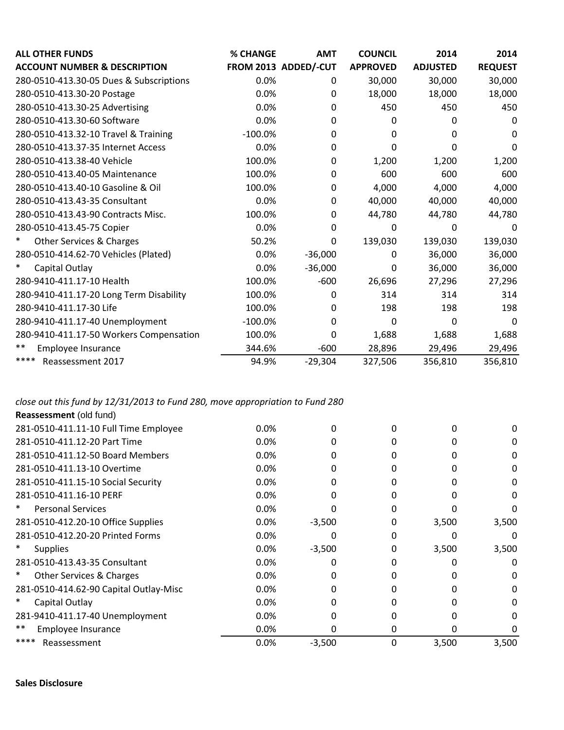| ALL OTHER FUNDS<br>ACCOUNT NUMBER & DESCRIPTION | % CHANGE<br>FROM 2013 | AMT<br>ADDED/-CUT | COUNCIL<br>APPROVED | 2014<br>ADJUSTED | 2014<br>REQUEST |
|---|---|---|---|---|---|
| 280-0510-413.30-05 Dues & Subscriptions | 0.0% | 0 | 30,000 | 30,000 | 30,000 |
| 280-0510-413.30-20 Postage | 0.0% | 0 | 18,000 | 18,000 | 18,000 |
| 280-0510-413.30-25 Advertising | 0.0% | 0 | 450 | 450 | 450 |
| 280-0510-413.30-60 Software | 0.0% | 0 | 0 | 0 | 0 |
| 280-0510-413.32-10 Travel & Training | -100.0% | 0 | 0 | 0 | 0 |
| 280-0510-413.37-35 Internet Access | 0.0% | 0 | 0 | 0 | 0 |
| 280-0510-413.38-40 Vehicle | 100.0% | 0 | 1,200 | 1,200 | 1,200 |
| 280-0510-413.40-05 Maintenance | 100.0% | 0 | 600 | 600 | 600 |
| 280-0510-413.40-10 Gasoline & Oil | 100.0% | 0 | 4,000 | 4,000 | 4,000 |
| 280-0510-413.43-35 Consultant | 0.0% | 0 | 40,000 | 40,000 | 40,000 |
| 280-0510-413.43-90 Contracts Misc. | 100.0% | 0 | 44,780 | 44,780 | 44,780 |
| 280-0510-413.45-75 Copier | 0.0% | 0 | 0 | 0 | 0 |
| * Other Services & Charges | 50.2% | 0 | 139,030 | 139,030 | 139,030 |
| 280-0510-414.62-70 Vehicles (Plated) | 0.0% | -36,000 | 0 | 36,000 | 36,000 |
| * Capital Outlay | 0.0% | -36,000 | 0 | 36,000 | 36,000 |
| 280-9410-411.17-10 Health | 100.0% | -600 | 26,696 | 27,296 | 27,296 |
| 280-9410-411.17-20 Long Term Disability | 100.0% | 0 | 314 | 314 | 314 |
| 280-9410-411.17-30 Life | 100.0% | 0 | 198 | 198 | 198 |
| 280-9410-411.17-40 Unemployment | -100.0% | 0 | 0 | 0 | 0 |
| 280-9410-411.17-50 Workers Compensation | 100.0% | 0 | 1,688 | 1,688 | 1,688 |
| ** Employee Insurance | 344.6% | -600 | 28,896 | 29,496 | 29,496 |
| **** Reassessment 2017 | 94.9% | -29,304 | 327,506 | 356,810 | 356,810 |

*close out this fund by 12/31/2013 to Fund 280, move appropriation to Fund 280*

**Reassessment** (old fund)

| ACCOUNT NUMBER & DESCRIPTION | % CHANGE FROM 2013 | AMT ADDED/-CUT | COUNCIL APPROVED | 2014 ADJUSTED | 2014 REQUEST |
|---|---|---|---|---|---|
| 281-0510-411.11-10 Full Time Employee | 0.0% | 0 | 0 | 0 | 0 |
| 281-0510-411.12-20 Part Time | 0.0% | 0 | 0 | 0 | 0 |
| 281-0510-411.12-50 Board Members | 0.0% | 0 | 0 | 0 | 0 |
| 281-0510-411.13-10 Overtime | 0.0% | 0 | 0 | 0 | 0 |
| 281-0510-411.15-10 Social Security | 0.0% | 0 | 0 | 0 | 0 |
| 281-0510-411.16-10 PERF | 0.0% | 0 | 0 | 0 | 0 |
| * Personal Services | 0.0% | 0 | 0 | 0 | 0 |
| 281-0510-412.20-10 Office Supplies | 0.0% | -3,500 | 0 | 3,500 | 3,500 |
| 281-0510-412.20-20 Printed Forms | 0.0% | 0 | 0 | 0 | 0 |
| * Supplies | 0.0% | -3,500 | 0 | 3,500 | 3,500 |
| 281-0510-413.43-35 Consultant | 0.0% | 0 | 0 | 0 | 0 |
| * Other Services & Charges | 0.0% | 0 | 0 | 0 | 0 |
| 281-0510-414.62-90 Capital Outlay-Misc | 0.0% | 0 | 0 | 0 | 0 |
| * Capital Outlay | 0.0% | 0 | 0 | 0 | 0 |
| 281-9410-411.17-40 Unemployment | 0.0% | 0 | 0 | 0 | 0 |
| ** Employee Insurance | 0.0% | 0 | 0 | 0 | 0 |
| **** Reassessment | 0.0% | -3,500 | 0 | 3,500 | 3,500 |

**Sales Disclosure**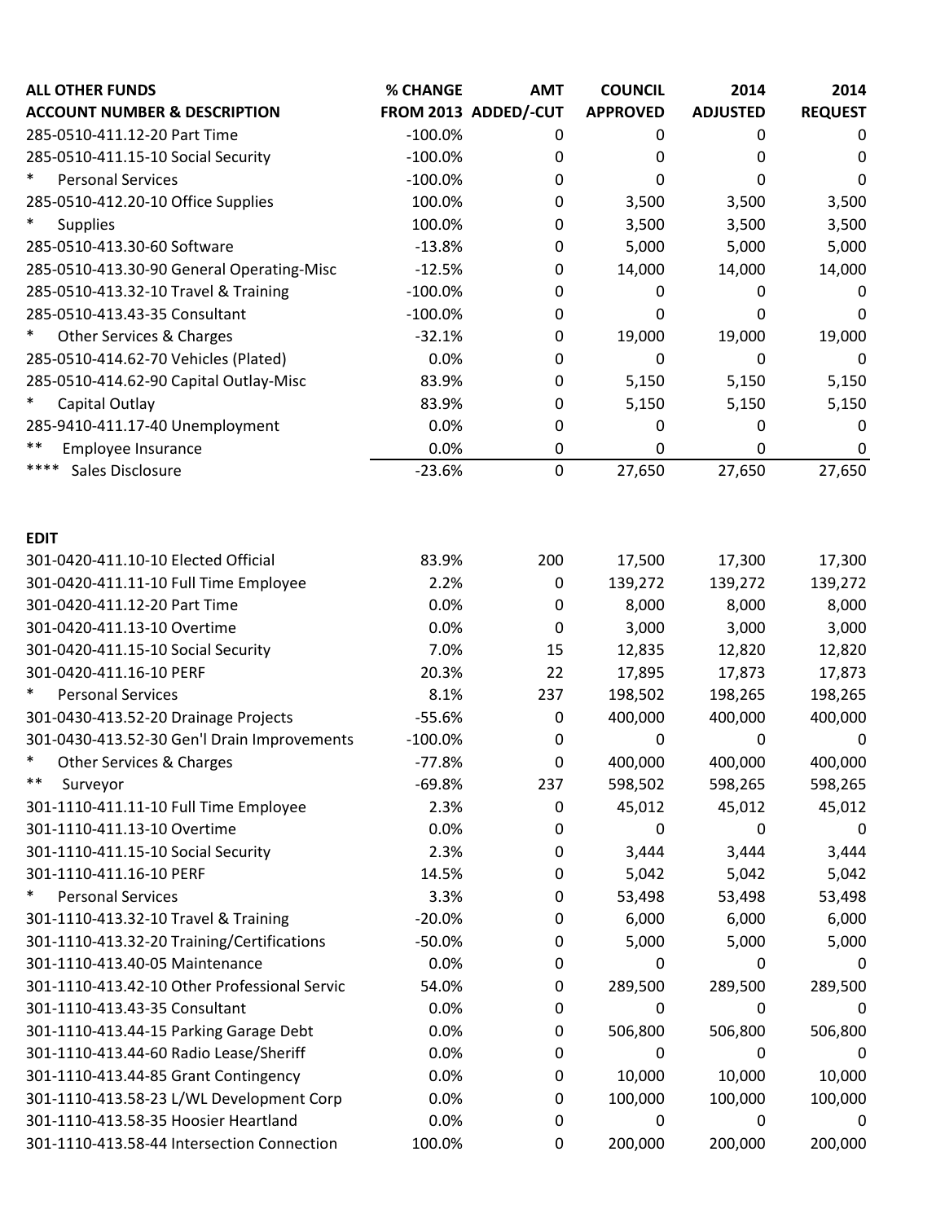| ALL OTHER FUNDS<br>ACCOUNT NUMBER & DESCRIPTION | % CHANGE<br>FROM 2013 | AMT<br>ADDED/-CUT | COUNCIL<br>APPROVED | 2014<br>ADJUSTED | 2014<br>REQUEST |
|---|---|---|---|---|---|
| 285-0510-411.12-20 Part Time | -100.0% | 0 | 0 | 0 | 0 |
| 285-0510-411.15-10 Social Security | -100.0% | 0 | 0 | 0 | 0 |
| * Personal Services | -100.0% | 0 | 0 | 0 | 0 |
| 285-0510-412.20-10 Office Supplies | 100.0% | 0 | 3,500 | 3,500 | 3,500 |
| * Supplies | 100.0% | 0 | 3,500 | 3,500 | 3,500 |
| 285-0510-413.30-60 Software | -13.8% | 0 | 5,000 | 5,000 | 5,000 |
| 285-0510-413.30-90 General Operating-Misc | -12.5% | 0 | 14,000 | 14,000 | 14,000 |
| 285-0510-413.32-10 Travel & Training | -100.0% | 0 | 0 | 0 | 0 |
| 285-0510-413.43-35 Consultant | -100.0% | 0 | 0 | 0 | 0 |
| * Other Services & Charges | -32.1% | 0 | 19,000 | 19,000 | 19,000 |
| 285-0510-414.62-70 Vehicles (Plated) | 0.0% | 0 | 0 | 0 | 0 |
| 285-0510-414.62-90 Capital Outlay-Misc | 83.9% | 0 | 5,150 | 5,150 | 5,150 |
| * Capital Outlay | 83.9% | 0 | 5,150 | 5,150 | 5,150 |
| 285-9410-411.17-40 Unemployment | 0.0% | 0 | 0 | 0 | 0 |
| ** Employee Insurance | 0.0% | 0 | 0 | 0 | 0 |
| **** Sales Disclosure | -23.6% | 0 | 27,650 | 27,650 | 27,650 |
| | | | | | |
| **EDIT** | | | | | |
| 301-0420-411.10-10 Elected Official | 83.9% | 200 | 17,500 | 17,300 | 17,300 |
| 301-0420-411.11-10 Full Time Employee | 2.2% | 0 | 139,272 | 139,272 | 139,272 |
| 301-0420-411.12-20 Part Time | 0.0% | 0 | 8,000 | 8,000 | 8,000 |
| 301-0420-411.13-10 Overtime | 0.0% | 0 | 3,000 | 3,000 | 3,000 |
| 301-0420-411.15-10 Social Security | 7.0% | 15 | 12,835 | 12,820 | 12,820 |
| 301-0420-411.16-10 PERF | 20.3% | 22 | 17,895 | 17,873 | 17,873 |
| * Personal Services | 8.1% | 237 | 198,502 | 198,265 | 198,265 |
| 301-0430-413.52-20 Drainage Projects | -55.6% | 0 | 400,000 | 400,000 | 400,000 |
| 301-0430-413.52-30 Gen'l Drain Improvements | -100.0% | 0 | 0 | 0 | 0 |
| * Other Services & Charges | -77.8% | 0 | 400,000 | 400,000 | 400,000 |
| ** Surveyor | -69.8% | 237 | 598,502 | 598,265 | 598,265 |
| 301-1110-411.11-10 Full Time Employee | 2.3% | 0 | 45,012 | 45,012 | 45,012 |
| 301-1110-411.13-10 Overtime | 0.0% | 0 | 0 | 0 | 0 |
| 301-1110-411.15-10 Social Security | 2.3% | 0 | 3,444 | 3,444 | 3,444 |
| 301-1110-411.16-10 PERF | 14.5% | 0 | 5,042 | 5,042 | 5,042 |
| * Personal Services | 3.3% | 0 | 53,498 | 53,498 | 53,498 |
| 301-1110-413.32-10 Travel & Training | -20.0% | 0 | 6,000 | 6,000 | 6,000 |
| 301-1110-413.32-20 Training/Certifications | -50.0% | 0 | 5,000 | 5,000 | 5,000 |
| 301-1110-413.40-05 Maintenance | 0.0% | 0 | 0 | 0 | 0 |
| 301-1110-413.42-10 Other Professional Servic | 54.0% | 0 | 289,500 | 289,500 | 289,500 |
| 301-1110-413.43-35 Consultant | 0.0% | 0 | 0 | 0 | 0 |
| 301-1110-413.44-15 Parking Garage Debt | 0.0% | 0 | 506,800 | 506,800 | 506,800 |
| 301-1110-413.44-60 Radio Lease/Sheriff | 0.0% | 0 | 0 | 0 | 0 |
| 301-1110-413.44-85 Grant Contingency | 0.0% | 0 | 10,000 | 10,000 | 10,000 |
| 301-1110-413.58-23 L/WL Development Corp | 0.0% | 0 | 100,000 | 100,000 | 100,000 |
| 301-1110-413.58-35 Hoosier Heartland | 0.0% | 0 | 0 | 0 | 0 |
| 301-1110-413.58-44 Intersection Connection | 100.0% | 0 | 200,000 | 200,000 | 200,000 |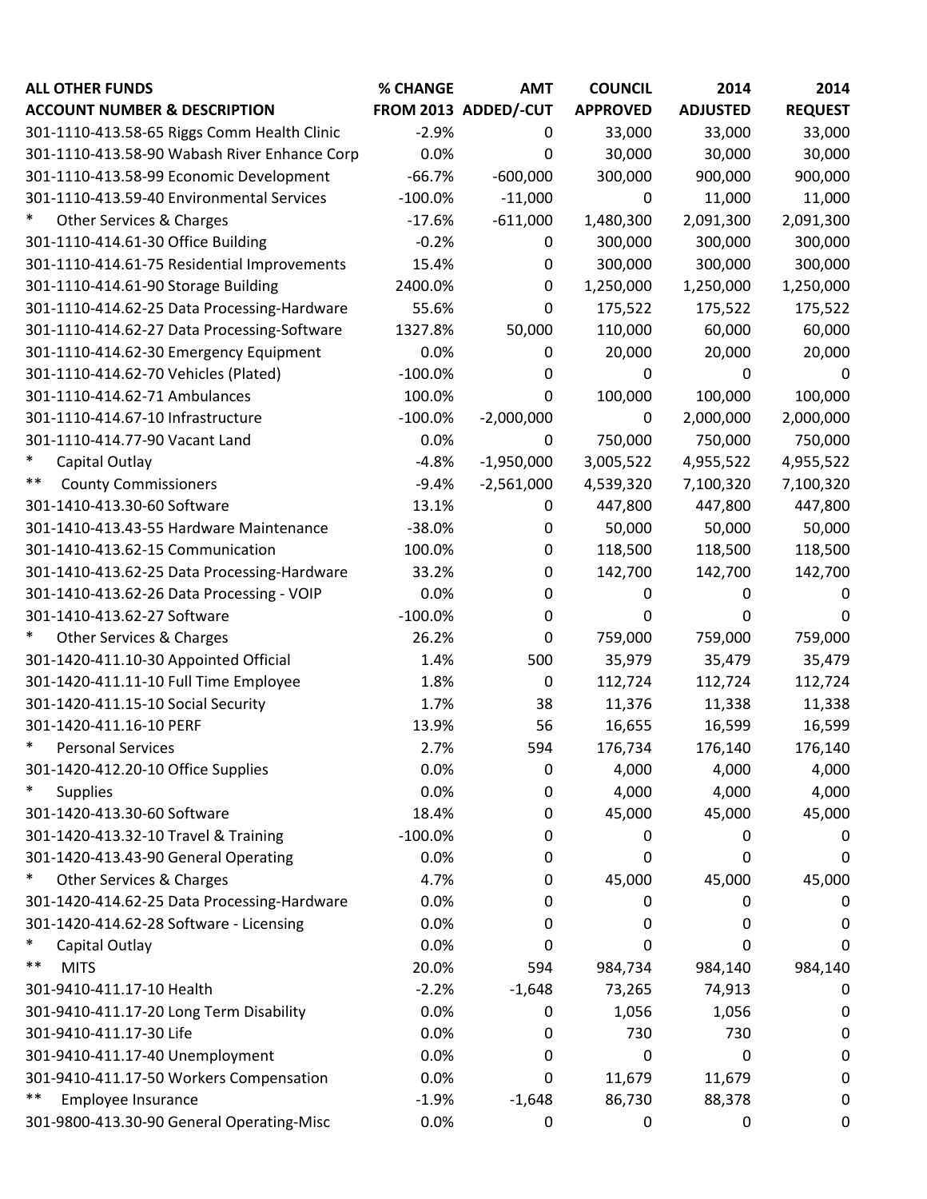| ALL OTHER FUNDS<br>ACCOUNT NUMBER & DESCRIPTION | % CHANGE<br>FROM 2013 | AMT<br>ADDED/-CUT | COUNCIL<br>APPROVED | 2014<br>ADJUSTED | 2014<br>REQUEST |
|---|---|---|---|---|---|
| 301-1110-413.58-65 Riggs Comm Health Clinic | -2.9% | 0 | 33,000 | 33,000 | 33,000 |
| 301-1110-413.58-90 Wabash River Enhance Corp | 0.0% | 0 | 30,000 | 30,000 | 30,000 |
| 301-1110-413.58-99 Economic Development | -66.7% | -600,000 | 300,000 | 900,000 | 900,000 |
| 301-1110-413.59-40 Environmental Services | -100.0% | -11,000 | 0 | 11,000 | 11,000 |
| * Other Services & Charges | -17.6% | -611,000 | 1,480,300 | 2,091,300 | 2,091,300 |
| 301-1110-414.61-30 Office Building | -0.2% | 0 | 300,000 | 300,000 | 300,000 |
| 301-1110-414.61-75 Residential Improvements | 15.4% | 0 | 300,000 | 300,000 | 300,000 |
| 301-1110-414.61-90 Storage Building | 2400.0% | 0 | 1,250,000 | 1,250,000 | 1,250,000 |
| 301-1110-414.62-25 Data Processing-Hardware | 55.6% | 0 | 175,522 | 175,522 | 175,522 |
| 301-1110-414.62-27 Data Processing-Software | 1327.8% | 50,000 | 110,000 | 60,000 | 60,000 |
| 301-1110-414.62-30 Emergency Equipment | 0.0% | 0 | 20,000 | 20,000 | 20,000 |
| 301-1110-414.62-70 Vehicles (Plated) | -100.0% | 0 | 0 | 0 | 0 |
| 301-1110-414.62-71 Ambulances | 100.0% | 0 | 100,000 | 100,000 | 100,000 |
| 301-1110-414.67-10 Infrastructure | -100.0% | -2,000,000 | 0 | 2,000,000 | 2,000,000 |
| 301-1110-414.77-90 Vacant Land | 0.0% | 0 | 750,000 | 750,000 | 750,000 |
| * Capital Outlay | -4.8% | -1,950,000 | 3,005,522 | 4,955,522 | 4,955,522 |
| ** County Commissioners | -9.4% | -2,561,000 | 4,539,320 | 7,100,320 | 7,100,320 |
| 301-1410-413.30-60 Software | 13.1% | 0 | 447,800 | 447,800 | 447,800 |
| 301-1410-413.43-55 Hardware Maintenance | -38.0% | 0 | 50,000 | 50,000 | 50,000 |
| 301-1410-413.62-15 Communication | 100.0% | 0 | 118,500 | 118,500 | 118,500 |
| 301-1410-413.62-25 Data Processing-Hardware | 33.2% | 0 | 142,700 | 142,700 | 142,700 |
| 301-1410-413.62-26 Data Processing - VOIP | 0.0% | 0 | 0 | 0 | 0 |
| 301-1410-413.62-27 Software | -100.0% | 0 | 0 | 0 | 0 |
| * Other Services & Charges | 26.2% | 0 | 759,000 | 759,000 | 759,000 |
| 301-1420-411.10-30 Appointed Official | 1.4% | 500 | 35,979 | 35,479 | 35,479 |
| 301-1420-411.11-10 Full Time Employee | 1.8% | 0 | 112,724 | 112,724 | 112,724 |
| 301-1420-411.15-10 Social Security | 1.7% | 38 | 11,376 | 11,338 | 11,338 |
| 301-1420-411.16-10 PERF | 13.9% | 56 | 16,655 | 16,599 | 16,599 |
| * Personal Services | 2.7% | 594 | 176,734 | 176,140 | 176,140 |
| 301-1420-412.20-10 Office Supplies | 0.0% | 0 | 4,000 | 4,000 | 4,000 |
| * Supplies | 0.0% | 0 | 4,000 | 4,000 | 4,000 |
| 301-1420-413.30-60 Software | 18.4% | 0 | 45,000 | 45,000 | 45,000 |
| 301-1420-413.32-10 Travel & Training | -100.0% | 0 | 0 | 0 | 0 |
| 301-1420-413.43-90 General Operating | 0.0% | 0 | 0 | 0 | 0 |
| * Other Services & Charges | 4.7% | 0 | 45,000 | 45,000 | 45,000 |
| 301-1420-414.62-25 Data Processing-Hardware | 0.0% | 0 | 0 | 0 | 0 |
| 301-1420-414.62-28 Software - Licensing | 0.0% | 0 | 0 | 0 | 0 |
| * Capital Outlay | 0.0% | 0 | 0 | 0 | 0 |
| ** MITS | 20.0% | 594 | 984,734 | 984,140 | 984,140 |
| 301-9410-411.17-10 Health | -2.2% | -1,648 | 73,265 | 74,913 | 0 |
| 301-9410-411.17-20 Long Term Disability | 0.0% | 0 | 1,056 | 1,056 | 0 |
| 301-9410-411.17-30 Life | 0.0% | 0 | 730 | 730 | 0 |
| 301-9410-411.17-40 Unemployment | 0.0% | 0 | 0 | 0 | 0 |
| 301-9410-411.17-50 Workers Compensation | 0.0% | 0 | 11,679 | 11,679 | 0 |
| ** Employee Insurance | -1.9% | -1,648 | 86,730 | 88,378 | 0 |
| 301-9800-413.30-90 General Operating-Misc | 0.0% | 0 | 0 | 0 | 0 |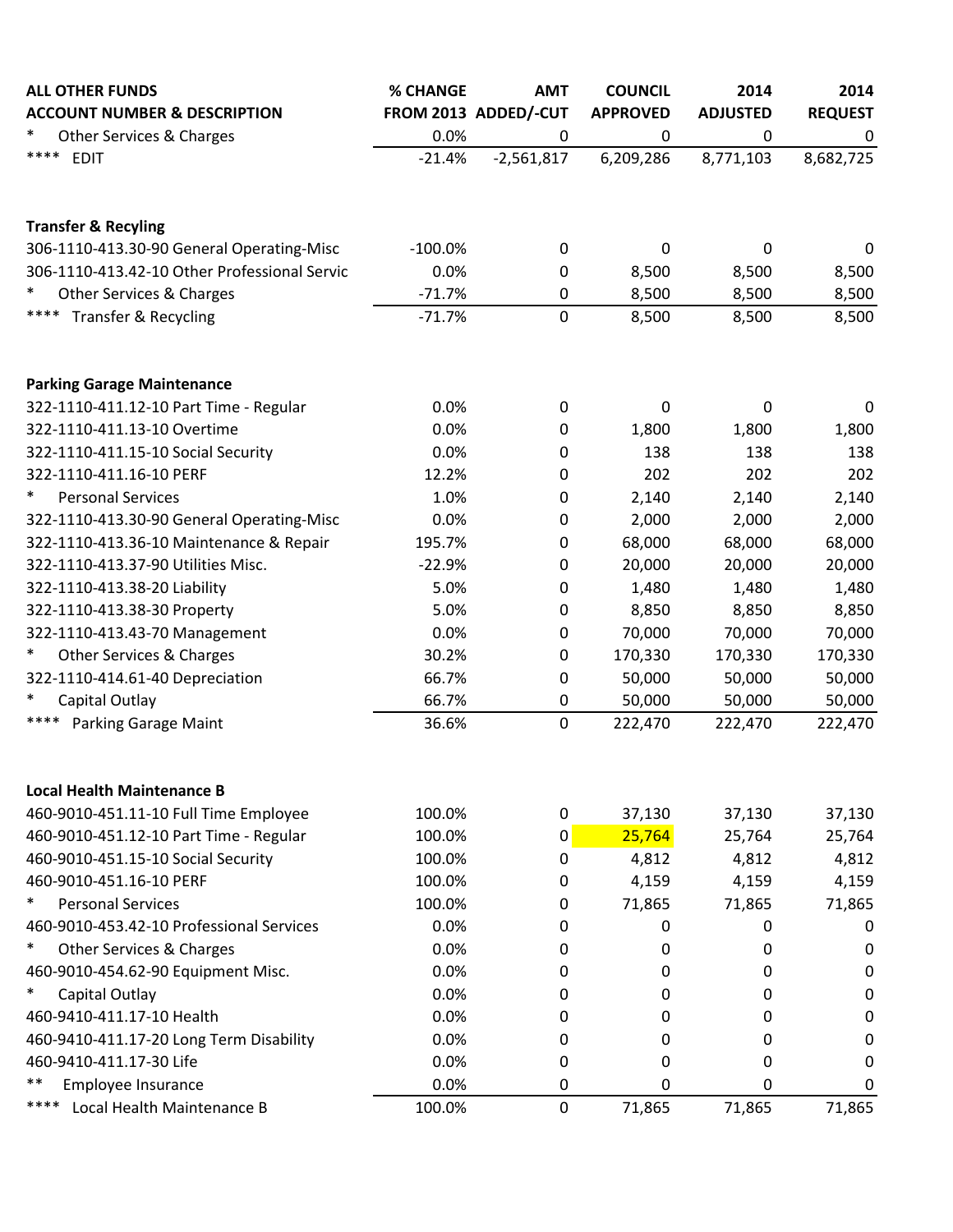| ALL OTHER FUNDS<br>ACCOUNT NUMBER & DESCRIPTION | % CHANGE<br>FROM 2013 | AMT<br>ADDED/-CUT | COUNCIL<br>APPROVED | 2014<br>ADJUSTED | 2014<br>REQUEST |
|---|---|---|---|---|---|
| * Other Services & Charges | 0.0% | 0 | 0 | 0 | 0 |
| **** EDIT | -21.4% | -2,561,817 | 6,209,286 | 8,771,103 | 8,682,725 |
| | | | | | |
| **Transfer & Recyling** | | | | | |
| 306-1110-413.30-90 General Operating-Misc | -100.0% | 0 | 0 | 0 | 0 |
| 306-1110-413.42-10 Other Professional Servic | 0.0% | 0 | 8,500 | 8,500 | 8,500 |
| * Other Services & Charges | -71.7% | 0 | 8,500 | 8,500 | 8,500 |
| **** Transfer & Recycling | -71.7% | 0 | 8,500 | 8,500 | 8,500 |
| | | | | | |
| **Parking Garage Maintenance** | | | | | |
| 322-1110-411.12-10 Part Time - Regular | 0.0% | 0 | 0 | 0 | 0 |
| 322-1110-411.13-10 Overtime | 0.0% | 0 | 1,800 | 1,800 | 1,800 |
| 322-1110-411.15-10 Social Security | 0.0% | 0 | 138 | 138 | 138 |
| 322-1110-411.16-10 PERF | 12.2% | 0 | 202 | 202 | 202 |
| * Personal Services | 1.0% | 0 | 2,140 | 2,140 | 2,140 |
| 322-1110-413.30-90 General Operating-Misc | 0.0% | 0 | 2,000 | 2,000 | 2,000 |
| 322-1110-413.36-10 Maintenance & Repair | 195.7% | 0 | 68,000 | 68,000 | 68,000 |
| 322-1110-413.37-90 Utilities Misc. | -22.9% | 0 | 20,000 | 20,000 | 20,000 |
| 322-1110-413.38-20 Liability | 5.0% | 0 | 1,480 | 1,480 | 1,480 |
| 322-1110-413.38-30 Property | 5.0% | 0 | 8,850 | 8,850 | 8,850 |
| 322-1110-413.43-70 Management | 0.0% | 0 | 70,000 | 70,000 | 70,000 |
| * Other Services & Charges | 30.2% | 0 | 170,330 | 170,330 | 170,330 |
| 322-1110-414.61-40 Depreciation | 66.7% | 0 | 50,000 | 50,000 | 50,000 |
| * Capital Outlay | 66.7% | 0 | 50,000 | 50,000 | 50,000 |
| **** Parking Garage Maint | 36.6% | 0 | 222,470 | 222,470 | 222,470 |
| | | | | | |
| **Local Health Maintenance B** | | | | | |
| 460-9010-451.11-10 Full Time Employee | 100.0% | 0 | 37,130 | 37,130 | 37,130 |
| 460-9010-451.12-10 Part Time - Regular | 100.0% | 0 | 25,764 | 25,764 | 25,764 |
| 460-9010-451.15-10 Social Security | 100.0% | 0 | 4,812 | 4,812 | 4,812 |
| 460-9010-451.16-10 PERF | 100.0% | 0 | 4,159 | 4,159 | 4,159 |
| * Personal Services | 100.0% | 0 | 71,865 | 71,865 | 71,865 |
| 460-9010-453.42-10 Professional Services | 0.0% | 0 | 0 | 0 | 0 |
| * Other Services & Charges | 0.0% | 0 | 0 | 0 | 0 |
| 460-9010-454.62-90 Equipment Misc. | 0.0% | 0 | 0 | 0 | 0 |
| * Capital Outlay | 0.0% | 0 | 0 | 0 | 0 |
| 460-9410-411.17-10 Health | 0.0% | 0 | 0 | 0 | 0 |
| 460-9410-411.17-20 Long Term Disability | 0.0% | 0 | 0 | 0 | 0 |
| 460-9410-411.17-30 Life | 0.0% | 0 | 0 | 0 | 0 |
| ** Employee Insurance | 0.0% | 0 | 0 | 0 | 0 |
| **** Local Health Maintenance B | 100.0% | 0 | 71,865 | 71,865 | 71,865 |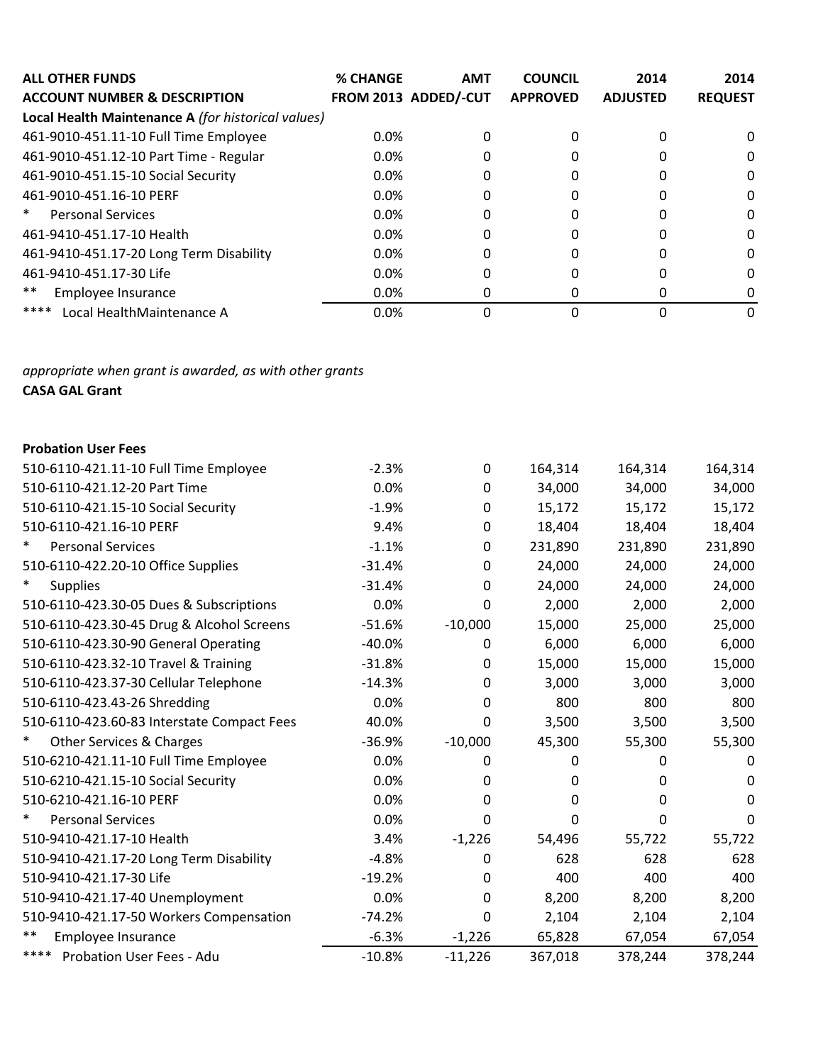| ALL OTHER FUNDS<br>ACCOUNT NUMBER & DESCRIPTION | % CHANGE<br>FROM 2013 | AMT<br>ADDED/-CUT | COUNCIL<br>APPROVED | 2014<br>ADJUSTED | 2014<br>REQUEST |
|---|---|---|---|---|---|
| **Local Health Maintenance A** *(for historical values)* | | | | | |
| 461-9010-451.11-10 Full Time Employee | 0.0% | 0 | 0 | 0 | 0 |
| 461-9010-451.12-10 Part Time - Regular | 0.0% | 0 | 0 | 0 | 0 |
| 461-9010-451.15-10 Social Security | 0.0% | 0 | 0 | 0 | 0 |
| 461-9010-451.16-10 PERF | 0.0% | 0 | 0 | 0 | 0 |
| * Personal Services | 0.0% | 0 | 0 | 0 | 0 |
| 461-9410-451.17-10 Health | 0.0% | 0 | 0 | 0 | 0 |
| 461-9410-451.17-20 Long Term Disability | 0.0% | 0 | 0 | 0 | 0 |
| 461-9410-451.17-30 Life | 0.0% | 0 | 0 | 0 | 0 |
| ** Employee Insurance | 0.0% | 0 | 0 | 0 | 0 |
| **** Local HealthMaintenance A | 0.0% | 0 | 0 | 0 | 0 |

*appropriate when grant is awarded, as with other grants*

**CASA GAL Grant**

| ACCOUNT NUMBER & DESCRIPTION | % CHANGE FROM 2013 | AMT ADDED/-CUT | COUNCIL APPROVED | 2014 ADJUSTED | 2014 REQUEST |
|---|---|---|---|---|---|
| **Probation User Fees** | | | | | |
| 510-6110-421.11-10 Full Time Employee | -2.3% | 0 | 164,314 | 164,314 | 164,314 |
| 510-6110-421.12-20 Part Time | 0.0% | 0 | 34,000 | 34,000 | 34,000 |
| 510-6110-421.15-10 Social Security | -1.9% | 0 | 15,172 | 15,172 | 15,172 |
| 510-6110-421.16-10 PERF | 9.4% | 0 | 18,404 | 18,404 | 18,404 |
| * Personal Services | -1.1% | 0 | 231,890 | 231,890 | 231,890 |
| 510-6110-422.20-10 Office Supplies | -31.4% | 0 | 24,000 | 24,000 | 24,000 |
| * Supplies | -31.4% | 0 | 24,000 | 24,000 | 24,000 |
| 510-6110-423.30-05 Dues & Subscriptions | 0.0% | 0 | 2,000 | 2,000 | 2,000 |
| 510-6110-423.30-45 Drug & Alcohol Screens | -51.6% | -10,000 | 15,000 | 25,000 | 25,000 |
| 510-6110-423.30-90 General Operating | -40.0% | 0 | 6,000 | 6,000 | 6,000 |
| 510-6110-423.32-10 Travel & Training | -31.8% | 0 | 15,000 | 15,000 | 15,000 |
| 510-6110-423.37-30 Cellular Telephone | -14.3% | 0 | 3,000 | 3,000 | 3,000 |
| 510-6110-423.43-26 Shredding | 0.0% | 0 | 800 | 800 | 800 |
| 510-6110-423.60-83 Interstate Compact Fees | 40.0% | 0 | 3,500 | 3,500 | 3,500 |
| * Other Services & Charges | -36.9% | -10,000 | 45,300 | 55,300 | 55,300 |
| 510-6210-421.11-10 Full Time Employee | 0.0% | 0 | 0 | 0 | 0 |
| 510-6210-421.15-10 Social Security | 0.0% | 0 | 0 | 0 | 0 |
| 510-6210-421.16-10 PERF | 0.0% | 0 | 0 | 0 | 0 |
| * Personal Services | 0.0% | 0 | 0 | 0 | 0 |
| 510-9410-421.17-10 Health | 3.4% | -1,226 | 54,496 | 55,722 | 55,722 |
| 510-9410-421.17-20 Long Term Disability | -4.8% | 0 | 628 | 628 | 628 |
| 510-9410-421.17-30 Life | -19.2% | 0 | 400 | 400 | 400 |
| 510-9410-421.17-40 Unemployment | 0.0% | 0 | 8,200 | 8,200 | 8,200 |
| 510-9410-421.17-50 Workers Compensation | -74.2% | 0 | 2,104 | 2,104 | 2,104 |
| ** Employee Insurance | -6.3% | -1,226 | 65,828 | 67,054 | 67,054 |
| **** Probation User Fees - Adu | -10.8% | -11,226 | 367,018 | 378,244 | 378,244 |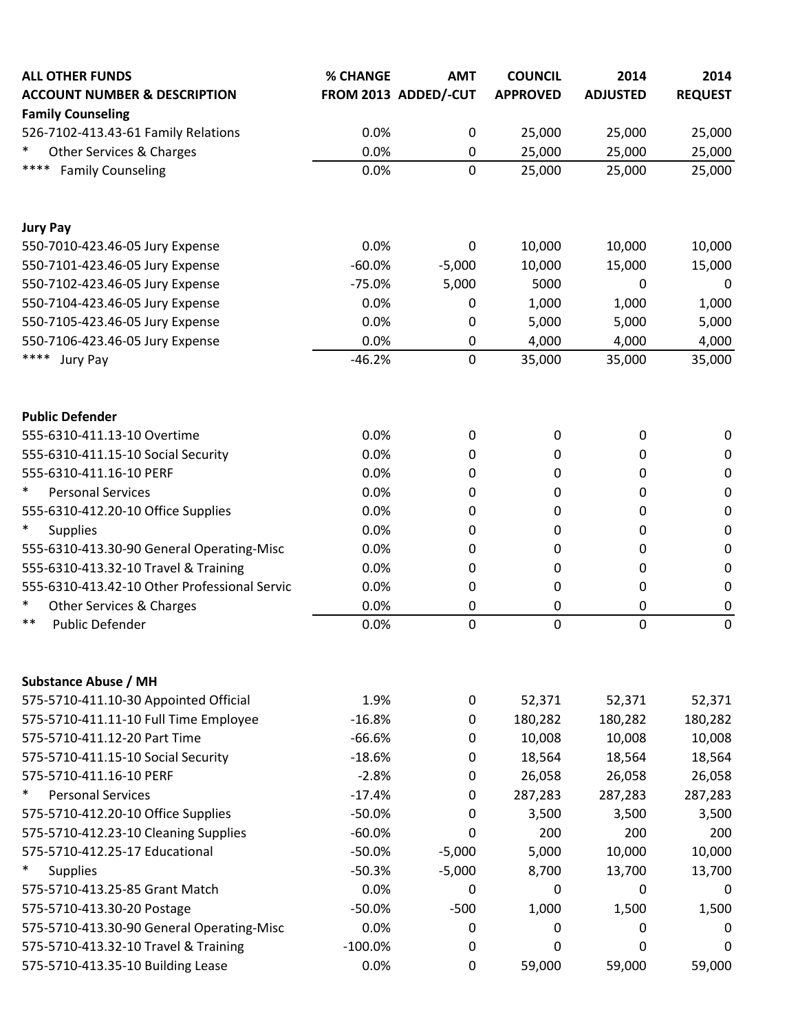| ALL OTHER FUNDS<br>ACCOUNT NUMBER & DESCRIPTION | % CHANGE<br>FROM 2013 | AMT<br>ADDED/-CUT | COUNCIL<br>APPROVED | 2014<br>ADJUSTED | 2014<br>REQUEST |
|---|---|---|---|---|---|
| **Family Counseling** | | | | | |
| 526-7102-413.43-61 Family Relations | 0.0% | 0 | 25,000 | 25,000 | 25,000 |
| * Other Services & Charges | 0.0% | 0 | 25,000 | 25,000 | 25,000 |
| **** Family Counseling | 0.0% | 0 | 25,000 | 25,000 | 25,000 |
| | | | | | |
| **Jury Pay** | | | | | |
| 550-7010-423.46-05 Jury Expense | 0.0% | 0 | 10,000 | 10,000 | 10,000 |
| 550-7101-423.46-05 Jury Expense | -60.0% | -5,000 | 10,000 | 15,000 | 15,000 |
| 550-7102-423.46-05 Jury Expense | -75.0% | 5,000 | 5000 | 0 | 0 |
| 550-7104-423.46-05 Jury Expense | 0.0% | 0 | 1,000 | 1,000 | 1,000 |
| 550-7105-423.46-05 Jury Expense | 0.0% | 0 | 5,000 | 5,000 | 5,000 |
| 550-7106-423.46-05 Jury Expense | 0.0% | 0 | 4,000 | 4,000 | 4,000 |
| **** Jury Pay | -46.2% | 0 | 35,000 | 35,000 | 35,000 |
| | | | | | |
| **Public Defender** | | | | | |
| 555-6310-411.13-10 Overtime | 0.0% | 0 | 0 | 0 | 0 |
| 555-6310-411.15-10 Social Security | 0.0% | 0 | 0 | 0 | 0 |
| 555-6310-411.16-10 PERF | 0.0% | 0 | 0 | 0 | 0 |
| * Personal Services | 0.0% | 0 | 0 | 0 | 0 |
| 555-6310-412.20-10 Office Supplies | 0.0% | 0 | 0 | 0 | 0 |
| * Supplies | 0.0% | 0 | 0 | 0 | 0 |
| 555-6310-413.30-90 General Operating-Misc | 0.0% | 0 | 0 | 0 | 0 |
| 555-6310-413.32-10 Travel & Training | 0.0% | 0 | 0 | 0 | 0 |
| 555-6310-413.42-10 Other Professional Servic | 0.0% | 0 | 0 | 0 | 0 |
| * Other Services & Charges | 0.0% | 0 | 0 | 0 | 0 |
| ** Public Defender | 0.0% | 0 | 0 | 0 | 0 |
| | | | | | |
| **Substance Abuse / MH** | | | | | |
| 575-5710-411.10-30 Appointed Official | 1.9% | 0 | 52,371 | 52,371 | 52,371 |
| 575-5710-411.11-10 Full Time Employee | -16.8% | 0 | 180,282 | 180,282 | 180,282 |
| 575-5710-411.12-20 Part Time | -66.6% | 0 | 10,008 | 10,008 | 10,008 |
| 575-5710-411.15-10 Social Security | -18.6% | 0 | 18,564 | 18,564 | 18,564 |
| 575-5710-411.16-10 PERF | -2.8% | 0 | 26,058 | 26,058 | 26,058 |
| * Personal Services | -17.4% | 0 | 287,283 | 287,283 | 287,283 |
| 575-5710-412.20-10 Office Supplies | -50.0% | 0 | 3,500 | 3,500 | 3,500 |
| 575-5710-412.23-10 Cleaning Supplies | -60.0% | 0 | 200 | 200 | 200 |
| 575-5710-412.25-17 Educational | -50.0% | -5,000 | 5,000 | 10,000 | 10,000 |
| * Supplies | -50.3% | -5,000 | 8,700 | 13,700 | 13,700 |
| 575-5710-413.25-85 Grant Match | 0.0% | 0 | 0 | 0 | 0 |
| 575-5710-413.30-20 Postage | -50.0% | -500 | 1,000 | 1,500 | 1,500 |
| 575-5710-413.30-90 General Operating-Misc | 0.0% | 0 | 0 | 0 | 0 |
| 575-5710-413.32-10 Travel & Training | -100.0% | 0 | 0 | 0 | 0 |
| 575-5710-413.35-10 Building Lease | 0.0% | 0 | 59,000 | 59,000 | 59,000 |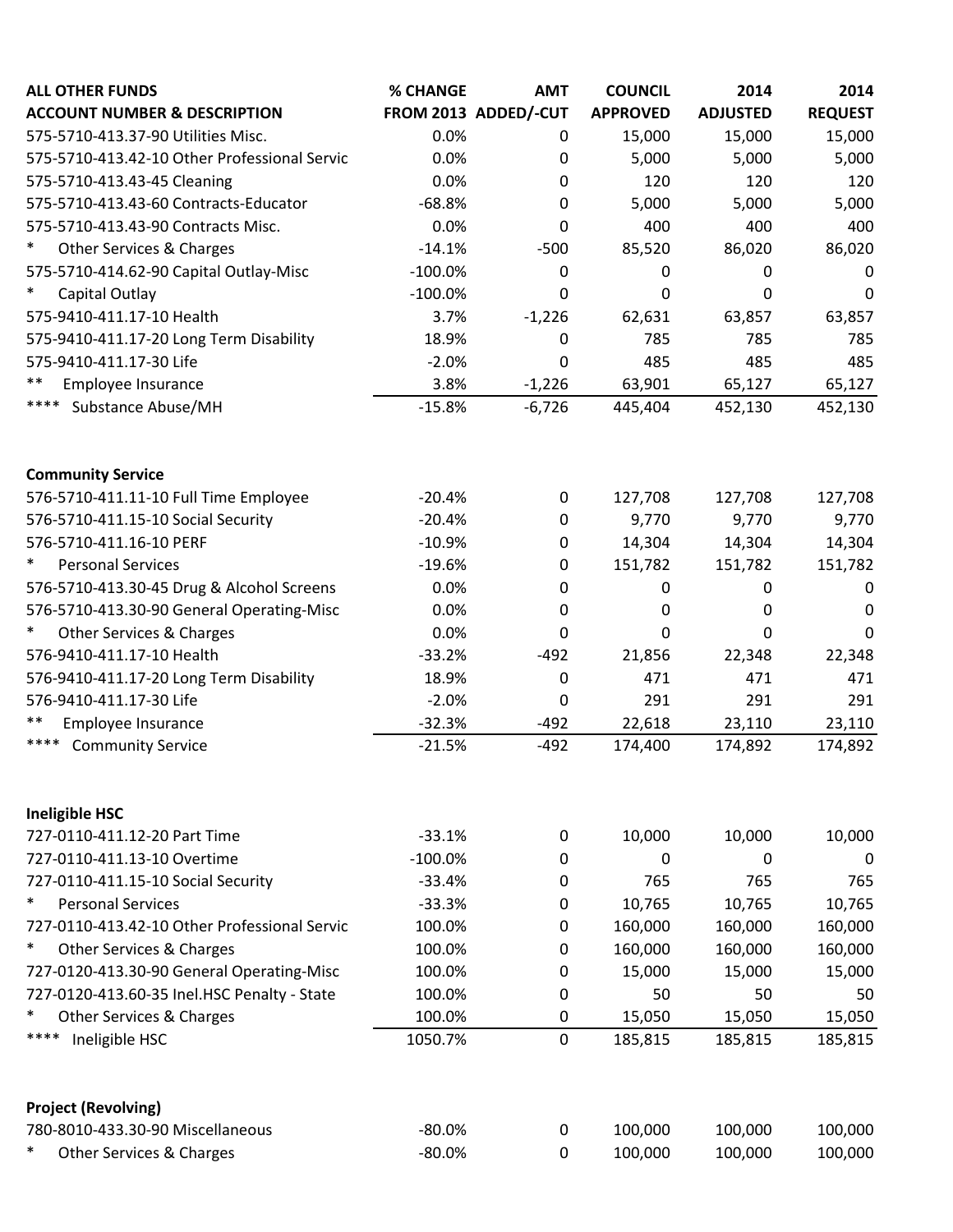| ALL OTHER FUNDS<br>ACCOUNT NUMBER & DESCRIPTION | % CHANGE<br>FROM 2013 | AMT<br>ADDED/-CUT | COUNCIL<br>APPROVED | 2014<br>ADJUSTED | 2014<br>REQUEST |
|---|---|---|---|---|---|
| 575-5710-413.37-90 Utilities Misc. | 0.0% | 0 | 15,000 | 15,000 | 15,000 |
| 575-5710-413.42-10 Other Professional Servic | 0.0% | 0 | 5,000 | 5,000 | 5,000 |
| 575-5710-413.43-45 Cleaning | 0.0% | 0 | 120 | 120 | 120 |
| 575-5710-413.43-60 Contracts-Educator | -68.8% | 0 | 5,000 | 5,000 | 5,000 |
| 575-5710-413.43-90 Contracts Misc. | 0.0% | 0 | 400 | 400 | 400 |
| * Other Services & Charges | -14.1% | -500 | 85,520 | 86,020 | 86,020 |
| 575-5710-414.62-90 Capital Outlay-Misc | -100.0% | 0 | 0 | 0 | 0 |
| * Capital Outlay | -100.0% | 0 | 0 | 0 | 0 |
| 575-9410-411.17-10 Health | 3.7% | -1,226 | 62,631 | 63,857 | 63,857 |
| 575-9410-411.17-20 Long Term Disability | 18.9% | 0 | 785 | 785 | 785 |
| 575-9410-411.17-30 Life | -2.0% | 0 | 485 | 485 | 485 |
| ** Employee Insurance | 3.8% | -1,226 | 63,901 | 65,127 | 65,127 |
| **** Substance Abuse/MH | -15.8% | -6,726 | 445,404 | 452,130 | 452,130 |
| | | | | | |
| **Community Service** | | | | | |
| 576-5710-411.11-10 Full Time Employee | -20.4% | 0 | 127,708 | 127,708 | 127,708 |
| 576-5710-411.15-10 Social Security | -20.4% | 0 | 9,770 | 9,770 | 9,770 |
| 576-5710-411.16-10 PERF | -10.9% | 0 | 14,304 | 14,304 | 14,304 |
| * Personal Services | -19.6% | 0 | 151,782 | 151,782 | 151,782 |
| 576-5710-413.30-45 Drug & Alcohol Screens | 0.0% | 0 | 0 | 0 | 0 |
| 576-5710-413.30-90 General Operating-Misc | 0.0% | 0 | 0 | 0 | 0 |
| * Other Services & Charges | 0.0% | 0 | 0 | 0 | 0 |
| 576-9410-411.17-10 Health | -33.2% | -492 | 21,856 | 22,348 | 22,348 |
| 576-9410-411.17-20 Long Term Disability | 18.9% | 0 | 471 | 471 | 471 |
| 576-9410-411.17-30 Life | -2.0% | 0 | 291 | 291 | 291 |
| ** Employee Insurance | -32.3% | -492 | 22,618 | 23,110 | 23,110 |
| **** Community Service | -21.5% | -492 | 174,400 | 174,892 | 174,892 |
| | | | | | |
| **Ineligible HSC** | | | | | |
| 727-0110-411.12-20 Part Time | -33.1% | 0 | 10,000 | 10,000 | 10,000 |
| 727-0110-411.13-10 Overtime | -100.0% | 0 | 0 | 0 | 0 |
| 727-0110-411.15-10 Social Security | -33.4% | 0 | 765 | 765 | 765 |
| * Personal Services | -33.3% | 0 | 10,765 | 10,765 | 10,765 |
| 727-0110-413.42-10 Other Professional Servic | 100.0% | 0 | 160,000 | 160,000 | 160,000 |
| * Other Services & Charges | 100.0% | 0 | 160,000 | 160,000 | 160,000 |
| 727-0120-413.30-90 General Operating-Misc | 100.0% | 0 | 15,000 | 15,000 | 15,000 |
| 727-0120-413.60-35 Inel.HSC Penalty - State | 100.0% | 0 | 50 | 50 | 50 |
| * Other Services & Charges | 100.0% | 0 | 15,050 | 15,050 | 15,050 |
| **** Ineligible HSC | 1050.7% | 0 | 185,815 | 185,815 | 185,815 |
| | | | | | |
| **Project (Revolving)** | | | | | |
| 780-8010-433.30-90 Miscellaneous | -80.0% | 0 | 100,000 | 100,000 | 100,000 |
| * Other Services & Charges | -80.0% | 0 | 100,000 | 100,000 | 100,000 |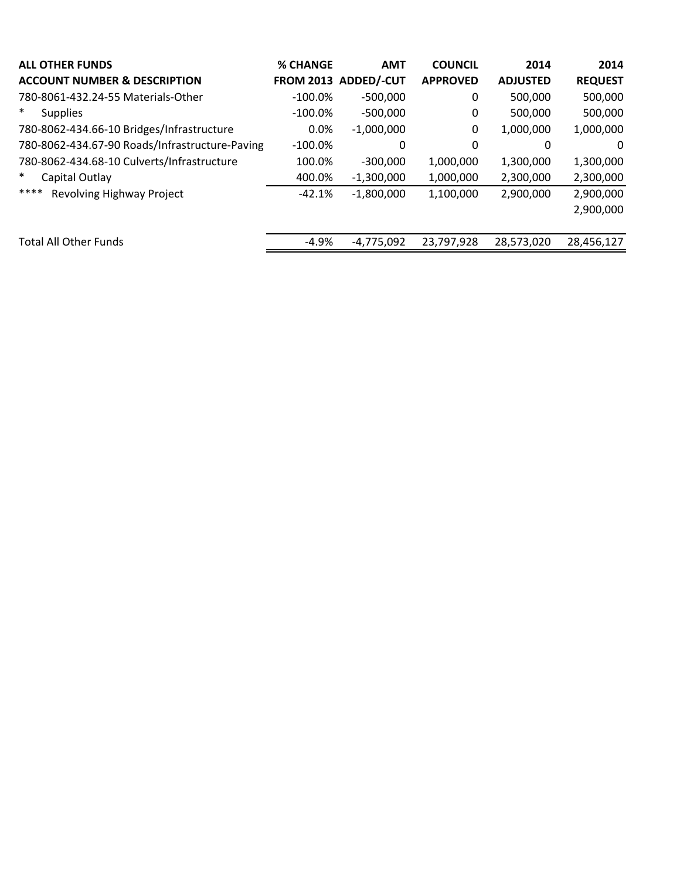| ALL OTHER FUNDS<br>ACCOUNT NUMBER & DESCRIPTION | % CHANGE<br>FROM 2013 | AMT<br>ADDED/-CUT | COUNCIL<br>APPROVED | 2014<br>ADJUSTED | 2014<br>REQUEST |
|---|---|---|---|---|---|
| 780-8061-432.24-55 Materials-Other | -100.0% | -500,000 | 0 | 500,000 | 500,000 |
| * Supplies | -100.0% | -500,000 | 0 | 500,000 | 500,000 |
| 780-8062-434.66-10 Bridges/Infrastructure | 0.0% | -1,000,000 | 0 | 1,000,000 | 1,000,000 |
| 780-8062-434.67-90 Roads/Infrastructure-Paving | -100.0% | 0 | 0 | 0 | 0 |
| 780-8062-434.68-10 Culverts/Infrastructure | 100.0% | -300,000 | 1,000,000 | 1,300,000 | 1,300,000 |
| * Capital Outlay | 400.0% | -1,300,000 | 1,000,000 | 2,300,000 | 2,300,000 |
| **** Revolving Highway Project | -42.1% | -1,800,000 | 1,100,000 | 2,900,000 | 2,900,000 |
| | | | | | 2,900,000 |
| Total All Other Funds | -4.9% | -4,775,092 | 23,797,928 | 28,573,020 | 28,456,127 |